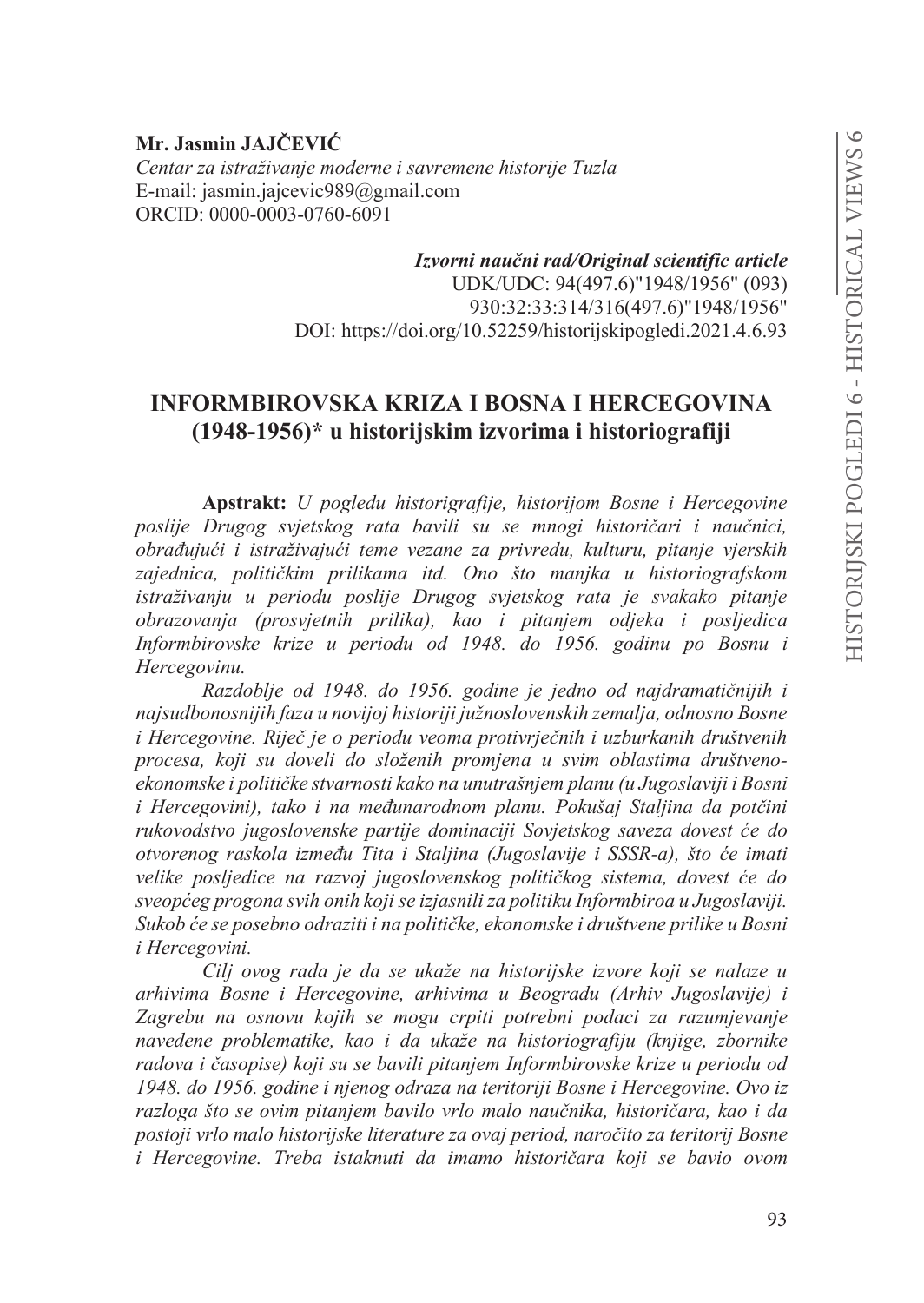**Mr. Jasmin JAJČEVIĆ**
*Centar za istraživanje moderne i savremene historije Tuzla*
E-mail: jasmin.jajcevic989@gmail.com
ORCID: 0000-0003-0760-6091

***Izvorni naučni rad/Original scientific article***
UDK/UDC: 94(497.6)"1948/1956" (093)
930:32:33:314/316(497.6)"1948/1956"
DOI: https://doi.org/10.52259/historijskipogledi.2021.4.6.93

# INFORMBIROVSKA KRIZA I BOSNA I HERCEGOVINA (1948-1956)* u historijskim izvorima i historiografiji

**Apstrakt:** *U pogledu historigrafije, historijom Bosne i Hercegovine poslije Drugog svjetskog rata bavili su se mnogi historičari i naučnici, obrađujući i istražujući teme vezane za privredu, kulturu, pitanje vjerskih zajednica, političkim prilikama itd. Ono što manjka u historiografskom istraživanju u periodu poslije Drugog svjetskog rata je svakako pitanje obrazovanja (prosvjetnih prilika), kao i pitanjem odjeka i posljedica Informbirovske krize u periodu od 1948. do 1956. godinu po Bosnu i Hercegovinu.*

*Razdoblje od 1948. do 1956. godine je jedno od najdramatičnijih i najsudbonosnijih faza u novijoj historiji južnoslovenskih zemalja, odnosno Bosne i Hercegovine. Riječ je o periodu veoma protivrječnih i uzburkanih društvenih procesa, koji su doveli do složenih promjena u svim oblastima društveno-ekonomske i političke stvarnosti kako na unutrašnjem planu (u Jugoslaviji i Bosni i Hercegovini), tako i na međunarodnom planu. Pokušaj Staljina da potčini rukovodstvo jugoslovenske partije dominaciji Sovjetskog saveza dovest će do otvorenog raskola između Tita i Staljina (Jugoslavije i SSSR-a), što će imati velike posljedice na razvoj jugoslovenskog političkog sistema, dovest će do sveopćeg progona svih onih koji se izjasnili za politiku Informbiroa u Jugoslaviji. Sukob će se posebno odraziti i na političke, ekonomske i društvene prilike u Bosni i Hercegovini.*

*Cilj ovog rada je da se ukaže na historijske izvore koji se nalaze u arhivima Bosne i Hercegovine, arhivima u Beogradu (Arhiv Jugoslavije) i Zagrebu na osnovu kojih se mogu crpiti potrebni podaci za razumjevanje navedene problematike, kao i da ukaže na historiografiju (knjige, zbornike radova i časopise) koji su se bavili pitanjem Informbirovske krize u periodu od 1948. do 1956. godine i njenog odraza na teritoriji Bosne i Hercegovine. Ovo iz razloga što se ovim pitanjem bavilo vrlo malo naučnika, historičara, kao i da postoji vrlo malo historijske literature za ovaj period, naročito za teritorij Bosne i Hercegovine. Treba istaknuti da imamo historičara koji se bavio ovom*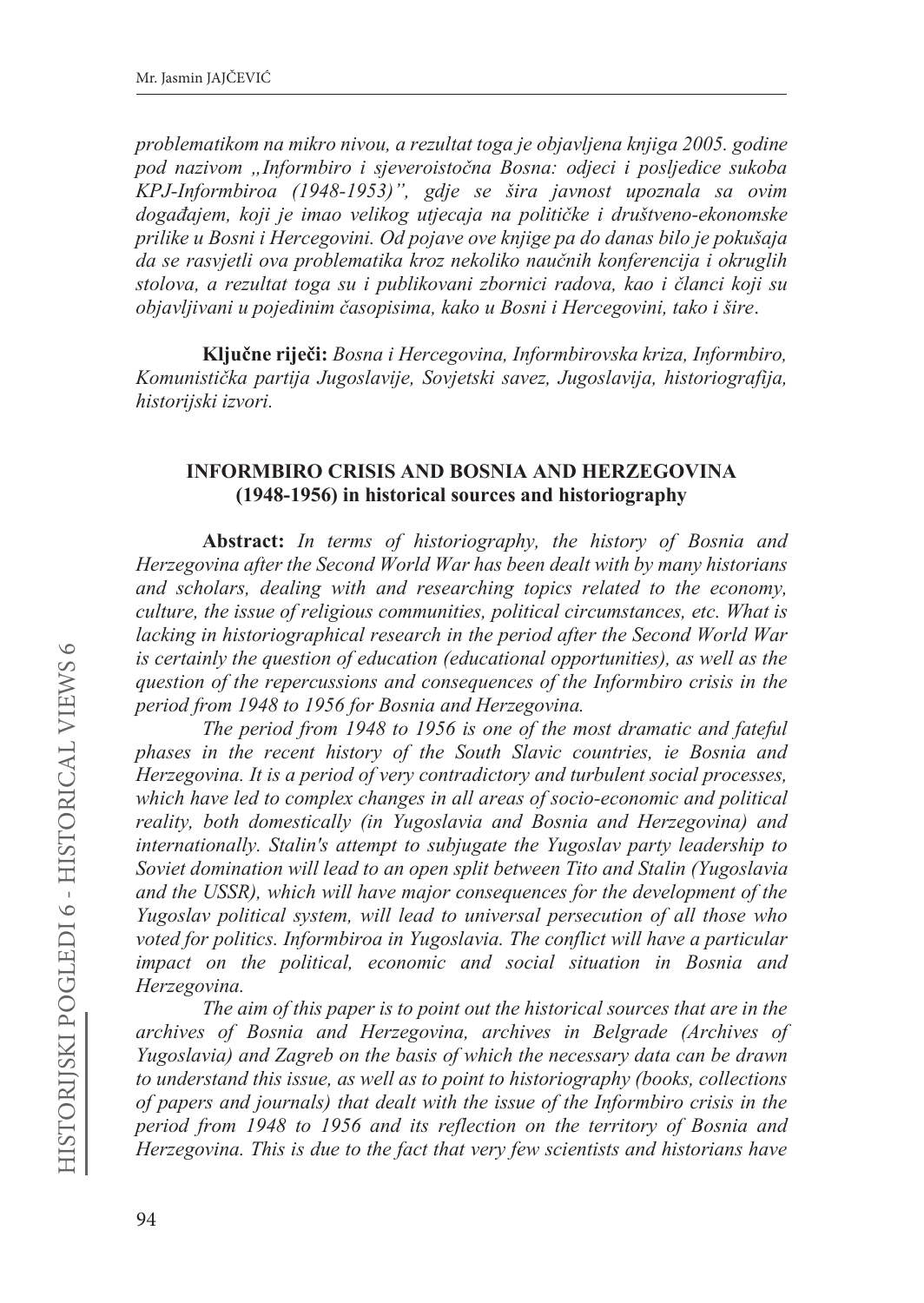*problematikom na mikro nivou, a rezultat toga je objavljena knjiga 2005. godine pod nazivom „Informbiro i sjeveroistočna Bosna: odjeci i posljedice sukoba KPJ-Informbiroa (1948-1953)", gdje se šira javnost upoznala sa ovim događajem, koji je imao velikog utjecaja na političke i društveno-ekonomske prilike u Bosni i Hercegovini. Od pojave ove knjige pa do danas bilo je pokušaja da se rasvjetli ova problematika kroz nekoliko naučnih konferencija i okruglih stolova, a rezultat toga su i publikovani zbornici radova, kao i članci koji su objavljivani u pojedinim časopisima, kako u Bosni i Hercegovini, tako i šire.*

**Ključne riječi:** *Bosna i Hercegovina, Informbirovska kriza, Informbiro, Komunistička partija Jugoslavije, Sovjetski savez, Jugoslavija, historiografija, historijski izvori.*

## INFORMBIRO CRISIS AND BOSNIA AND HERZEGOVINA (1948-1956) in historical sources and historiography

**Abstract:** *In terms of historiography, the history of Bosnia and Herzegovina after the Second World War has been dealt with by many historians and scholars, dealing with and researching topics related to the economy, culture, the issue of religious communities, political circumstances, etc. What is lacking in historiographical research in the period after the Second World War is certainly the question of education (educational opportunities), as well as the question of the repercussions and consequences of the Informbiro crisis in the period from 1948 to 1956 for Bosnia and Herzegovina.*

*The period from 1948 to 1956 is one of the most dramatic and fateful phases in the recent history of the South Slavic countries, ie Bosnia and Herzegovina. It is a period of very contradictory and turbulent social processes, which have led to complex changes in all areas of socio-economic and political reality, both domestically (in Yugoslavia and Bosnia and Herzegovina) and internationally. Stalin's attempt to subjugate the Yugoslav party leadership to Soviet domination will lead to an open split between Tito and Stalin (Yugoslavia and the USSR), which will have major consequences for the development of the Yugoslav political system, will lead to universal persecution of all those who voted for politics. Informbiroa in Yugoslavia. The conflict will have a particular impact on the political, economic and social situation in Bosnia and Herzegovina.*

*The aim of this paper is to point out the historical sources that are in the archives of Bosnia and Herzegovina, archives in Belgrade (Archives of Yugoslavia) and Zagreb on the basis of which the necessary data can be drawn to understand this issue, as well as to point to historiography (books, collections of papers and journals) that dealt with the issue of the Informbiro crisis in the period from 1948 to 1956 and its reflection on the territory of Bosnia and Herzegovina. This is due to the fact that very few scientists and historians have*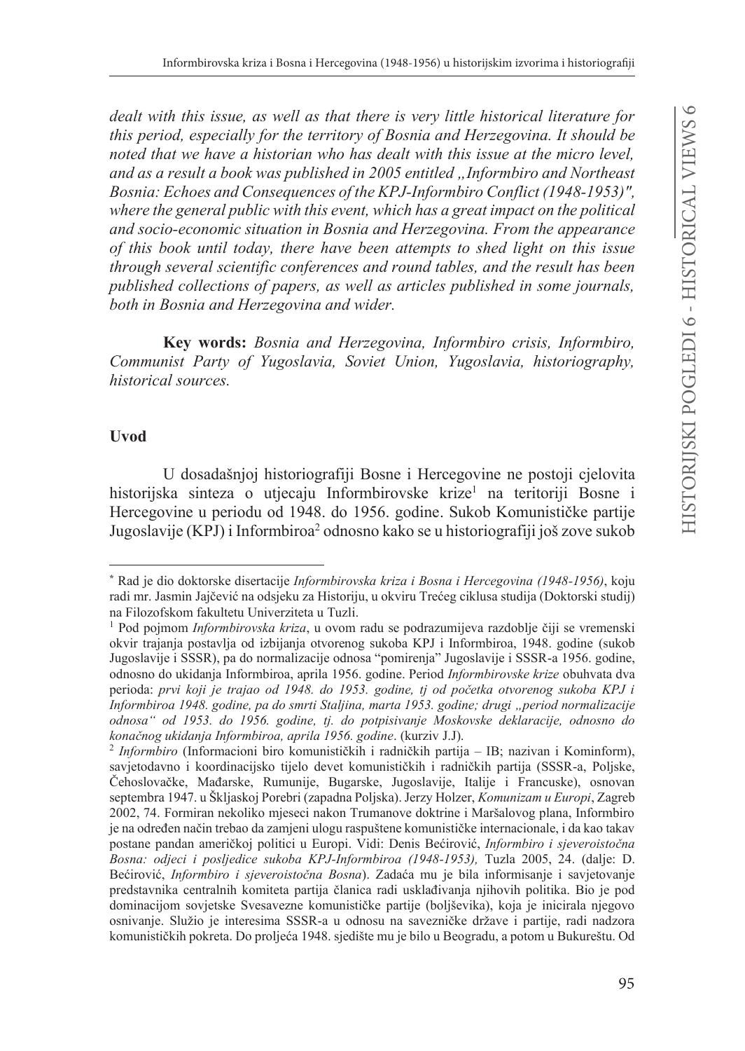*dealt with this issue, as well as that there is very little historical literature for this period, especially for the territory of Bosnia and Herzegovina. It should be noted that we have a historian who has dealt with this issue at the micro level, and as a result a book was published in 2005 entitled „Informbiro and Northeast Bosnia: Echoes and Consequences of the KPJ-Informbiro Conflict (1948-1953)", where the general public with this event, which has a great impact on the political and socio-economic situation in Bosnia and Herzegovina. From the appearance of this book until today, there have been attempts to shed light on this issue through several scientific conferences and round tables, and the result has been published collections of papers, as well as articles published in some journals, both in Bosnia and Herzegovina and wider.*

**Key words:** *Bosnia and Herzegovina, Informbiro crisis, Informbiro, Communist Party of Yugoslavia, Soviet Union, Yugoslavia, historiography, historical sources.*

**Uvod**

U dosadašnjoj historiografiji Bosne i Hercegovine ne postoji cjelovita historijska sinteza o utjecaju Informbirovske krize[1] na teritoriji Bosne i Hercegovine u periodu od 1948. do 1956. godine. Sukob Komunističke partije Jugoslavije (KPJ) i Informbiroa[2] odnosno kako se u historiografiji još zove sukob

---

[*] Rad je dio doktorske disertacije *Informbirovska kriza i Bosna i Hercegovina (1948-1956)*, koju radi mr. Jasmin Jajčević na odsjeku za Historiju, u okviru Trećeg ciklusa studija (Doktorski studij) na Filozofskom fakultetu Univerziteta u Tuzli.

[1] Pod pojmom *Informbirovska kriza*, u ovom radu se podrazumijeva razdoblje čiji se vremenski okvir trajanja postavlja od izbijanja otvorenog sukoba KPJ i Informbiroa, 1948. godine (sukob Jugoslavije i SSSR), pa do normalizacije odnosa "pomirenja" Jugoslavije i SSSR-a 1956. godine, odnosno do ukidanja Informbiroa, aprila 1956. godine. Period *Informbirovske krize* obuhvata dva perioda: *prvi koji je trajao od 1948. do 1953. godine, tj od početka otvorenog sukoba KPJ i Informbiroa 1948. godine, pa do smrti Staljina, marta 1953. godine; drugi „period normalizacije odnosa" od 1953. do 1956. godine, tj. do potpisivanje Moskovske deklaracije, odnosno do konačnog ukidanja Informbiroa, aprila 1956. godine*. (kurziv J.J).

[2] *Informbiro* (Informacioni biro komunističkih i radničkih partija – IB; nazivan i Kominform), savjetodavno i koordinacijsko tijelo devet komunističkih i radničkih partija (SSSR-a, Poljske, Čehoslovačke, Mađarske, Rumunije, Bugarske, Jugoslavije, Italije i Francuske), osnovan septembra 1947. u Škljaskoj Porebri (zapadna Poljska). Jerzy Holzer, *Komunizam u Europi*, Zagreb 2002, 74. Formiran nekoliko mjeseci nakon Trumanove doktrine i Maršalovog plana, Informbiro je na određen način trebao da zamjeni ulogu raspuštene komunističke internacionale, i da kao takav postane pandan američkoj politici u Europi. Vidi: Denis Bećirović, *Informbiro i sjeveroistočna Bosna: odjeci i posljedice sukoba KPJ-Informbiroa (1948-1953),* Tuzla 2005, 24. (dalje: D. Bećirović, *Informbiro i sjeveroistočna Bosna*). Zadaća mu je bila informisanje i savjetovanje predstavnika centralnih komiteta partija članica radi usklađivanja njihovih politika. Bio je pod dominacijom sovjetske Svesavezne komunističke partije (boljševika), koja je inicirala njegovo osnivanje. Služio je interesima SSSR-a u odnosu na savezničke države i partije, radi nadzora komunističkih pokreta. Do proljeća 1948. sjedište mu je bilo u Beogradu, a potom u Bukureštu. Od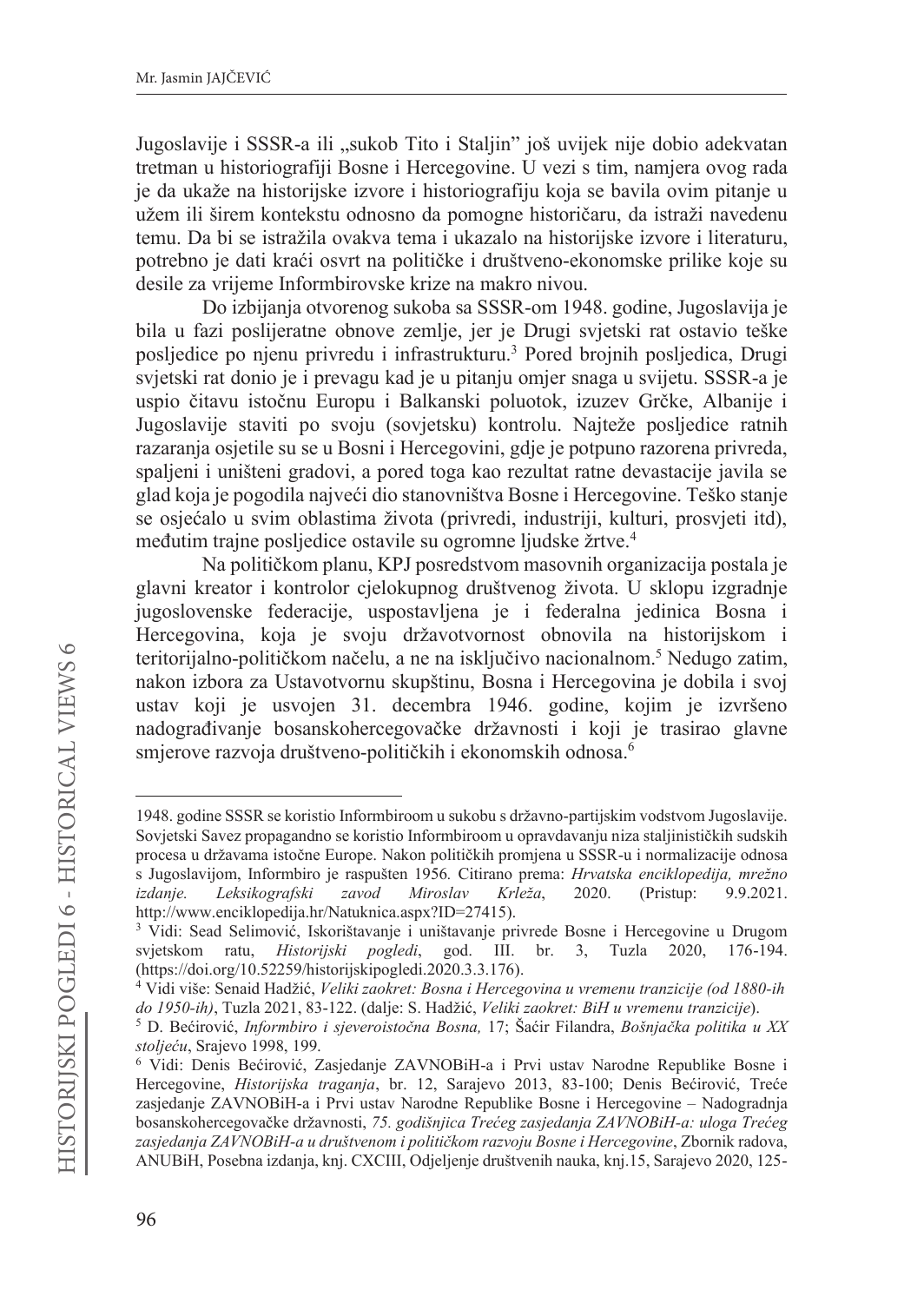Jugoslavije i SSSR-a ili „sukob Tito i Staljin" još uvijek nije dobio adekvatan tretman u historiografiji Bosne i Hercegovine. U vezi s tim, namjera ovog rada je da ukaže na historijske izvore i historiografiju koja se bavila ovim pitanje u užem ili širem kontekstu odnosno da pomogne historičaru, da istraži navedenu temu. Da bi se istražila ovakva tema i ukazalo na historijske izvore i literaturu, potrebno je dati kraći osvrt na političke i društveno-ekonomske prilike koje su desile za vrijeme Informbirovske krize na makro nivou.

Do izbijanja otvorenog sukoba sa SSSR-om 1948. godine, Jugoslavija je bila u fazi poslijeratne obnove zemlje, jer je Drugi svjetski rat ostavio teške posljedice po njenu privredu i infrastrukturu.[3] Pored brojnih posljedica, Drugi svjetski rat donio je i prevagu kad je u pitanju omjer snaga u svijetu. SSSR-a je uspio čitavu istočnu Europu i Balkanski poluotok, izuzev Grčke, Albanije i Jugoslavije staviti po svoju (sovjetsku) kontrolu. Najteže posljedice ratnih razaranja osjetile su se u Bosni i Hercegovini, gdje je potpuno razorena privreda, spaljeni i uništeni gradovi, a pored toga kao rezultat ratne devastacije javila se glad koja je pogodila najveći dio stanovništva Bosne i Hercegovine. Teško stanje se osjećalo u svim oblastima života (privredi, industriji, kulturi, prosvjeti itd), međutim trajne posljedice ostavile su ogromne ljudske žrtve.[4]

Na političkom planu, KPJ posredstvom masovnih organizacija postala je glavni kreator i kontrolor cjelokupnog društvenog života. U sklopu izgradnje jugoslovenske federacije, uspostavljena je i federalna jedinica Bosna i Hercegovina, koja je svoju državotvornost obnovila na historijskom i teritorijalno-političkom načelu, a ne na isključivo nacionalnom.[5] Nedugo zatim, nakon izbora za Ustavotvornu skupštinu, Bosna i Hercegovina je dobila i svoj ustav koji je usvojen 31. decembra 1946. godine, kojim je izvršeno nadograđivanje bosanskohercegovačke državnosti i koji je trasirao glavne smjerove razvoja društveno-političkih i ekonomskih odnosa.[6]

---

1948. godine SSSR se koristio Informbiroom u sukobu s državno-partijskim vodstvom Jugoslavije. Sovjetski Savez propagandno se koristio Informbiroom u opravdavanju niza staljinističkih sudskih procesa u državama istočne Europe. Nakon političkih promjena u SSSR-u i normalizacije odnosa s Jugoslavijom, Informbiro je raspušten 1956. Citirano prema: *Hrvatska enciklopedija, mrežno izdanje. Leksikografski zavod Miroslav Krleža*, 2020. (Pristup: 9.9.2021. http://www.enciklopedija.hr/Natuknica.aspx?ID=27415).

[3] Vidi: Sead Selimović, Iskorištavanje i uništavanje privrede Bosne i Hercegovine u Drugom svjetskom ratu, *Historijski pogledi*, god. III. br. 3, Tuzla 2020, 176-194. (https://doi.org/10.52259/historijskipogledi.2020.3.3.176).

[4] Vidi više: Senaid Hadžić, *Veliki zaokret: Bosna i Hercegovina u vremenu tranzicije (od 1880-ih do 1950-ih)*, Tuzla 2021, 83-122. (dalje: S. Hadžić, *Veliki zaokret: BiH u vremenu tranzicije*).

[5] D. Bećirović, *Informbiro i sjeveroistočna Bosna,* 17; Šaćir Filandra, *Bošnjačka politika u XX stoljeću*, Srajevo 1998, 199.

[6] Vidi: Denis Bećirović, Zasjedanje ZAVNOBiH-a i Prvi ustav Narodne Republike Bosne i Hercegovine, *Historijska traganja*, br. 12, Sarajevo 2013, 83-100; Denis Bećirović, Treće zasjedanje ZAVNOBiH-a i Prvi ustav Narodne Republike Bosne i Hercegovine – Nadogradnja bosanskohercegovačke državnosti, *75. godišnjica Trećeg zasjedanja ZAVNOBiH-a: uloga Trećeg zasjedanja ZAVNOBiH-a u društvenom i političkom razvoju Bosne i Hercegovine*, Zbornik radova, ANUBiH, Posebna izdanja, knj. CXCIII, Odjeljenje društvenih nauka, knj.15, Sarajevo 2020, 125-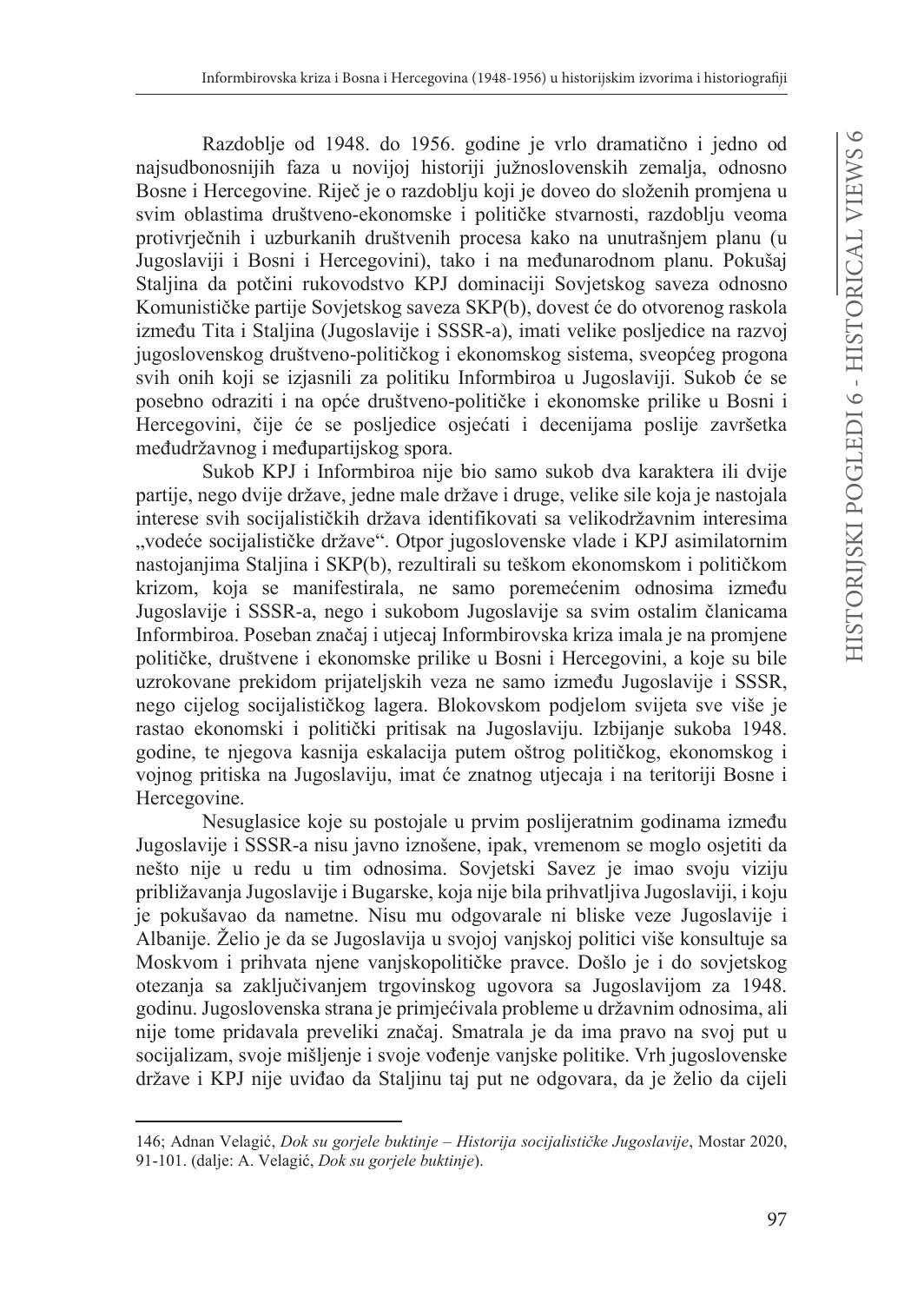Razdoblje od 1948. do 1956. godine je vrlo dramatično i jedno od najsudbonosnijih faza u novijoj historiji južnoslovenskih zemalja, odnosno Bosne i Hercegovine. Riječ je o razdoblju koji je doveo do složenih promjena u svim oblastima društveno-ekonomske i političke stvarnosti, razdoblju veoma protivrječnih i uzburkanih društvenih procesa kako na unutrašnjem planu (u Jugoslaviji i Bosni i Hercegovini), tako i na međunarodnom planu. Pokušaj Staljina da potčini rukovodstvo KPJ dominaciji Sovjetskog saveza odnosno Komunističke partije Sovjetskog saveza SKP(b), dovest će do otvorenog raskola između Tita i Staljina (Jugoslavije i SSSR-a), imati velike posljedice na razvoj jugoslovenskog društveno-političkog i ekonomskog sistema, sveopćeg progona svih onih koji se izjasnili za politiku Informbiroa u Jugoslaviji. Sukob će se posebno odraziti i na opće društveno-političke i ekonomske prilike u Bosni i Hercegovini, čije će se posljedice osjećati i decenijama poslije završetka međudržavnog i međupartijskog spora.

Sukob KPJ i Informbiroa nije bio samo sukob dva karaktera ili dvije partije, nego dvije države, jedne male države i druge, velike sile koja je nastojala interese svih socijalističkih država identifikovati sa velikodržavnim interesima „vodeće socijalističke države". Otpor jugoslovenske vlade i KPJ asimilatornim nastojanjima Staljina i SKP(b), rezultirali su teškom ekonomskom i političkom krizom, koja se manifestirala, ne samo poremećenim odnosima između Jugoslavije i SSSR-a, nego i sukobom Jugoslavije sa svim ostalim članicama Informbiroa. Poseban značaj i utjecaj Informbirovska kriza imala je na promjene političke, društvene i ekonomske prilike u Bosni i Hercegovini, a koje su bile uzrokovane prekidom prijateljskih veza ne samo između Jugoslavije i SSSR, nego cijelog socijalističkog lagera. Blokovskom podjelom svijeta sve više je rastao ekonomski i politički pritisak na Jugoslaviju. Izbijanje sukoba 1948. godine, te njegova kasnija eskalacija putem oštrog političkog, ekonomskog i vojnog pritiska na Jugoslaviju, imat će znatnog utjecaja i na teritoriji Bosne i Hercegovine.

Nesuglasice koje su postojale u prvim poslijeratnim godinama između Jugoslavije i SSSR-a nisu javno iznošene, ipak, vremenom se moglo osjetiti da nešto nije u redu u tim odnosima. Sovjetski Savez je imao svoju viziju približavanja Jugoslavije i Bugarske, koja nije bila prihvatljiva Jugoslaviji, i koju je pokušavao da nametne. Nisu mu odgovarale ni bliske veze Jugoslavije i Albanije. Želio je da se Jugoslavija u svojoj vanjskoj politici više konsultuje sa Moskvom i prihvata njene vanjskopolitičke pravce. Došlo je i do sovjetskog otezanja sa zaključivanjem trgovinskog ugovora sa Jugoslavijom za 1948. godinu. Jugoslovenska strana je primjećivala probleme u državnim odnosima, ali nije tome pridavala preveliki značaj. Smatrala je da ima pravo na svoj put u socijalizam, svoje mišljenje i svoje vođenje vanjske politike. Vrh jugoslovenske države i KPJ nije uviđao da Staljinu taj put ne odgovara, da je želio da cijeli

---

146; Adnan Velagić, *Dok su gorjele buktinje – Historija socijalističke Jugoslavije*, Mostar 2020, 91-101. (dalje: A. Velagić, *Dok su gorjele buktinje*).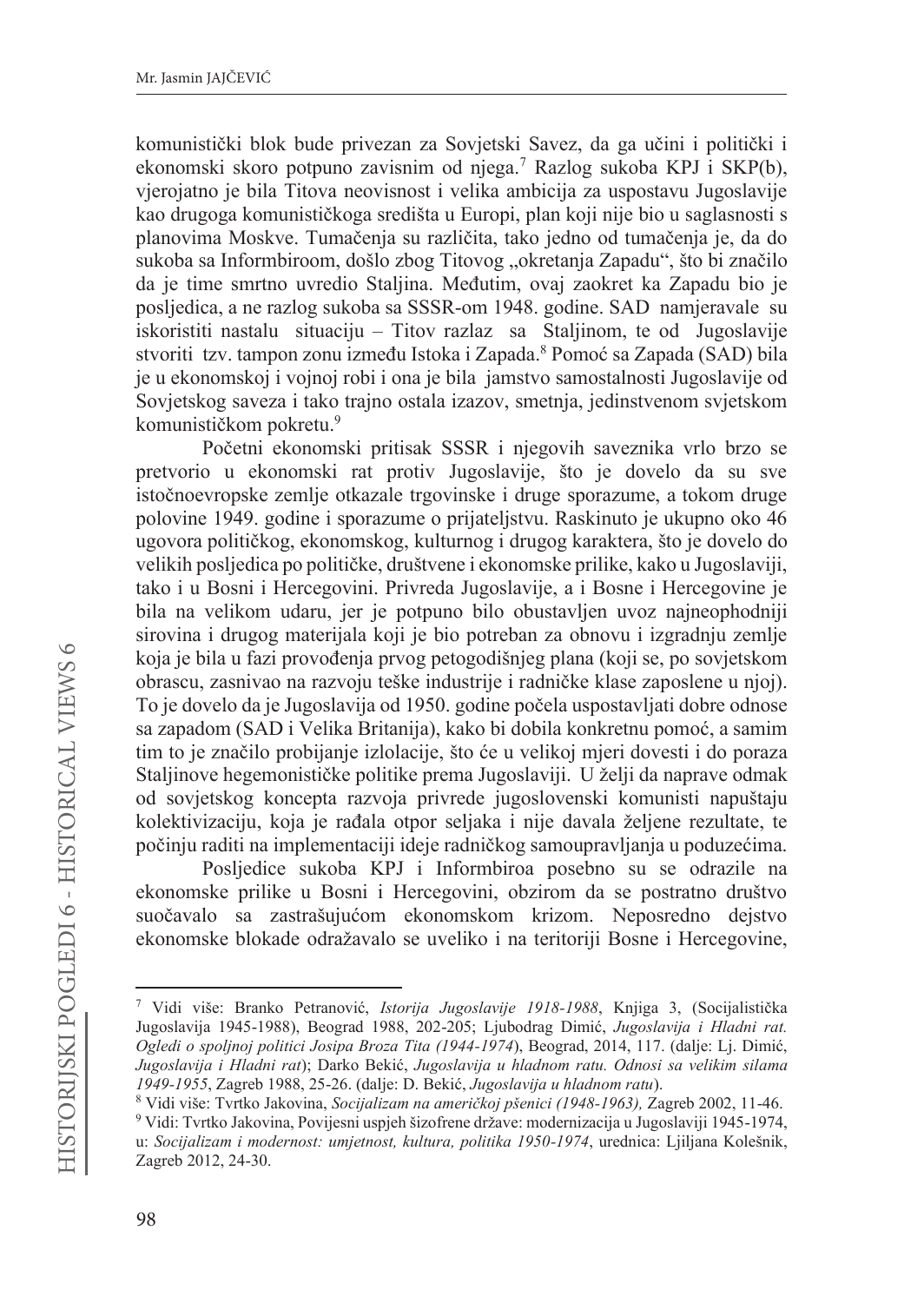komunistički blok bude privezan za Sovjetski Savez, da ga učini i politički i ekonomski skoro potpuno zavisnim od njega.[7] Razlog sukoba KPJ i SKP(b), vjerojatno je bila Titova neovisnost i velika ambicija za uspostavu Jugoslavije kao drugoga komunističkoga središta u Europi, plan koji nije bio u saglasnosti s planovima Moskve. Tumačenja su različita, tako jedno od tumačenja je, da do sukoba sa Informbiroom, došlo zbog Titovog „okretanja Zapadu", što bi značilo da je time smrtno uvredio Staljina. Međutim, ovaj zaokret ka Zapadu bio je posljedica, a ne razlog sukoba sa SSSR-om 1948. godine. SAD namjeravale su iskoristiti nastalu situaciju – Titov razlaz sa Staljinom, te od Jugoslavije stvoriti tzv. tampon zonu između Istoka i Zapada.[8] Pomoć sa Zapada (SAD) bila je u ekonomskoj i vojnoj robi i ona je bila jamstvo samostalnosti Jugoslavije od Sovjetskog saveza i tako trajno ostala izazov, smetnja, jedinstvenom svjetskom komunističkom pokretu.[9]

Početni ekonomski pritisak SSSR i njegovih saveznika vrlo brzo se pretvorio u ekonomski rat protiv Jugoslavije, što je dovelo da su sve istočnoevropske zemlje otkazale trgovinske i druge sporazume, a tokom druge polovine 1949. godine i sporazume o prijateljstvu. Raskinuto je ukupno oko 46 ugovora političkog, ekonomskog, kulturnog i drugog karaktera, što je dovelo do velikih posljedica po političke, društvene i ekonomske prilike, kako u Jugoslaviji, tako i u Bosni i Hercegovini. Privreda Jugoslavije, a i Bosne i Hercegovine je bila na velikom udaru, jer je potpuno bilo obustavljen uvoz najneophodniji sirovina i drugog materijala koji je bio potreban za obnovu i izgradnju zemlje koja je bila u fazi provođenja prvog petogodišnjeg plana (koji se, po sovjetskom obrascu, zasnivao na razvoju teške industrije i radničke klase zaposlene u njoj). To je dovelo da je Jugoslavija od 1950. godine počela uspostavljati dobre odnose sa zapadom (SAD i Velika Britanija), kako bi dobila konkretnu pomoć, a samim tim to je značilo probijanje izlolacije, što će u velikoj mjeri dovesti i do poraza Staljinove hegemonističke politike prema Jugoslaviji. U želji da naprave odmak od sovjetskog koncepta razvoja privrede jugoslovenski komunisti napuštaju kolektivizaciju, koja je rađala otpor seljaka i nije davala željene rezultate, te počinju raditi na implementaciji ideje radničkog samoupravljanja u poduzećima.

Posljedice sukoba KPJ i Informbiroa posebno su se odrazile na ekonomske prilike u Bosni i Hercegovini, obzirom da se postratno društvo suočavalo sa zastrašujućom ekonomskom krizom. Neposredno dejstvo ekonomske blokade odražavalo se uveliko i na teritoriji Bosne i Hercegovine,

---

[7] Vidi više: Branko Petranović, *Istorija Jugoslavije 1918-1988*, Knjiga 3, (Socijalistička Jugoslavija 1945-1988), Beograd 1988, 202-205; Ljubodrag Dimić, *Jugoslavija i Hladni rat. Ogledi o spoljnoj politici Josipa Broza Tita (1944-1974)*, Beograd, 2014, 117. (dalje: Lj. Dimić, *Jugoslavija i Hladni rat*); Darko Bekić, *Jugoslavija u hladnom ratu. Odnosi sa velikim silama 1949-1955*, Zagreb 1988, 25-26. (dalje: D. Bekić, *Jugoslavija u hladnom ratu*).

[8] Vidi više: Tvrtko Jakovina, *Socijalizam na američkoj pšenici (1948-1963),* Zagreb 2002, 11-46.

[9] Vidi: Tvrtko Jakovina, Povijesni uspjeh šizofrene države: modernizacija u Jugoslaviji 1945-1974, u: *Socijalizam i modernost: umjetnost, kultura, politika 1950-1974*, urednica: Ljiljana Kolešnik, Zagreb 2012, 24-30.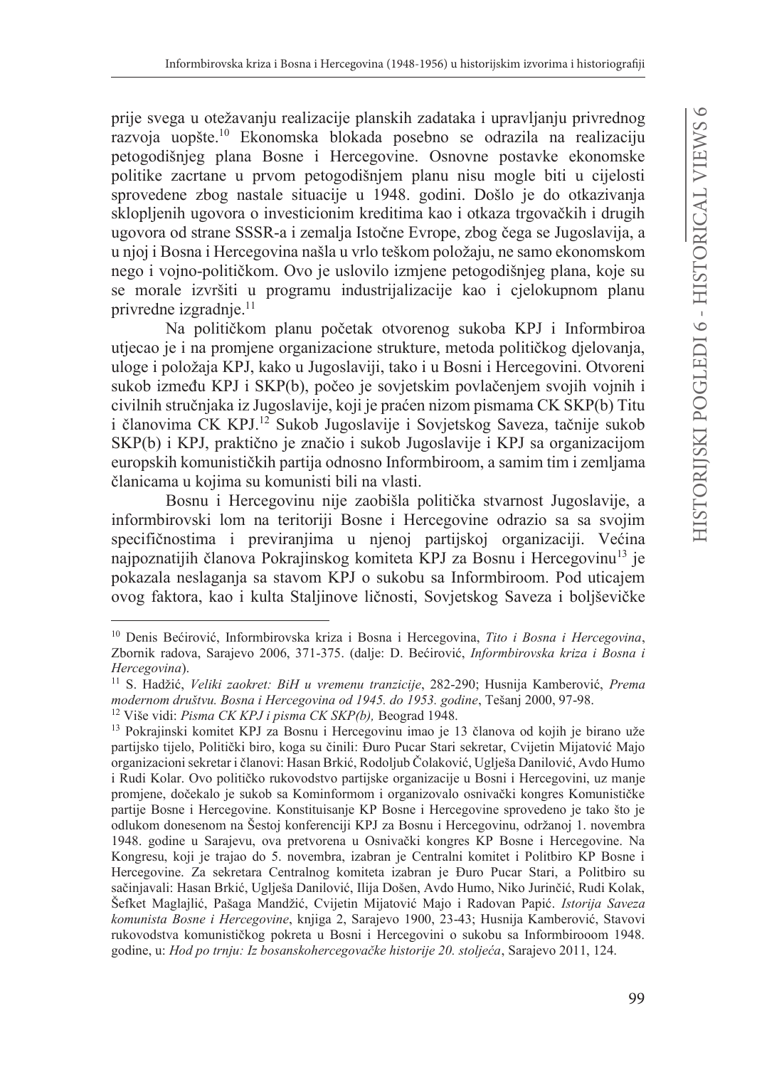prije svega u otežavanju realizacije planskih zadataka i upravljanju privrednog razvoja uopšte.[10] Ekonomska blokada posebno se odrazila na realizaciju petogodišnjeg plana Bosne i Hercegovine. Osnovne postavke ekonomske politike zacrtane u prvom petogodišnjem planu nisu mogle biti u cijelosti sprovedene zbog nastale situacije u 1948. godini. Došlo je do otkazivanja sklopljenih ugovora o investicionim kreditima kao i otkaza trgovačkih i drugih ugovora od strane SSSR-a i zemalja Istočne Evrope, zbog čega se Jugoslavija, a u njoj i Bosna i Hercegovina našla u vrlo teškom položaju, ne samo ekonomskom nego i vojno-političkom. Ovo je uslovilo izmjene petogodišnjeg plana, koje su se morale izvršiti u programu industrijalizacije kao i cjelokupnom planu privredne izgradnje.[11]

Na političkom planu početak otvorenog sukoba KPJ i Informbiroa utjecao je i na promjene organizacione strukture, metoda političkog djelovanja, uloge i položaja KPJ, kako u Jugoslaviji, tako i u Bosni i Hercegovini. Otvoreni sukob između KPJ i SKP(b), počeo je sovjetskim povlačenjem svojih vojnih i civilnih stručnjaka iz Jugoslavije, koji je praćen nizom pismama CK SKP(b) Titu i članovima CK KPJ.[12] Sukob Jugoslavije i Sovjetskog Saveza, tačnije sukob SKP(b) i KPJ, praktično je značio i sukob Jugoslavije i KPJ sa organizacijom europskih komunističkih partija odnosno Informbiroom, a samim tim i zemljama članicama u kojima su komunisti bili na vlasti.

Bosnu i Hercegovinu nije zaobišla politička stvarnost Jugoslavije, a informbirovski lom na teritoriji Bosne i Hercegovine odrazio sa sa svojim specifičnostima i previranjima u njenoj partijskoj organizaciji. Većina najpoznatijih članova Pokrajinskog komiteta KPJ za Bosnu i Hercegovinu[13] je pokazala neslaganja sa stavom KPJ o sukobu sa Informbiroom. Pod uticajem ovog faktora, kao i kulta Staljinove ličnosti, Sovjetskog Saveza i boljševičke

---

[10] Denis Bećirović, Informbirovska kriza i Bosna i Hercegovina, *Tito i Bosna i Hercegovina*, Zbornik radova, Sarajevo 2006, 371-375. (dalje: D. Bećirović, *Informbirovska kriza i Bosna i Hercegovina*).

[11] S. Hadžić, *Veliki zaokret: BiH u vremenu tranzicije*, 282-290; Husnija Kamberović, *Prema modernom društvu. Bosna i Hercegovina od 1945. do 1953. godine*, Tešanj 2000, 97-98.

[12] Više vidi: *Pisma CK KPJ i pisma CK SKP(b),* Beograd 1948.

[13] Pokrajinski komitet KPJ za Bosnu i Hercegovinu imao je 13 članova od kojih je birano uže partijsko tijelo, Politički biro, koga su činili: Đuro Pucar Stari sekretar, Cvijetin Mijatović Majo organizacioni sekretar i članovi: Hasan Brkić, Rodoljub Čolaković, Uglješa Danilović, Avdo Humo i Rudi Kolar. Ovo političko rukovodstvo partijske organizacije u Bosni i Hercegovini, uz manje promjene, dočekalo je sukob sa Kominformom i organizovalo osnivački kongres Komunističke partije Bosne i Hercegovine. Konstituisanje KP Bosne i Hercegovine sprovedeno je tako što je odlukom donesenom na Šestoj konferenciji KPJ za Bosnu i Hercegovinu, održanoj 1. novembra 1948. godine u Sarajevu, ova pretvorena u Osnivački kongres KP Bosne i Hercegovine. Na Kongresu, koji je trajao do 5. novembra, izabran je Centralni komitet i Politbiro KP Bosne i Hercegovine. Za sekretara Centralnog komiteta izabran je Đuro Pucar Stari, a Politbiro su sačinjavali: Hasan Brkić, Uglješa Danilović, Ilija Došen, Avdo Humo, Niko Jurinčić, Rudi Kolak, Šefket Maglajlić, Pašaga Mandžić, Cvijetin Mijatović Majo i Radovan Papić. *Istorija Saveza komunista Bosne i Hercegovine*, knjiga 2, Sarajevo 1900, 23-43; Husnija Kamberović, Stavovi rukovodstva komunističkog pokreta u Bosni i Hercegovini o sukobu sa Informbirooom 1948. godine, u: *Hod po trnju: Iz bosanskohercegovačke historije 20. stoljeća*, Sarajevo 2011, 124.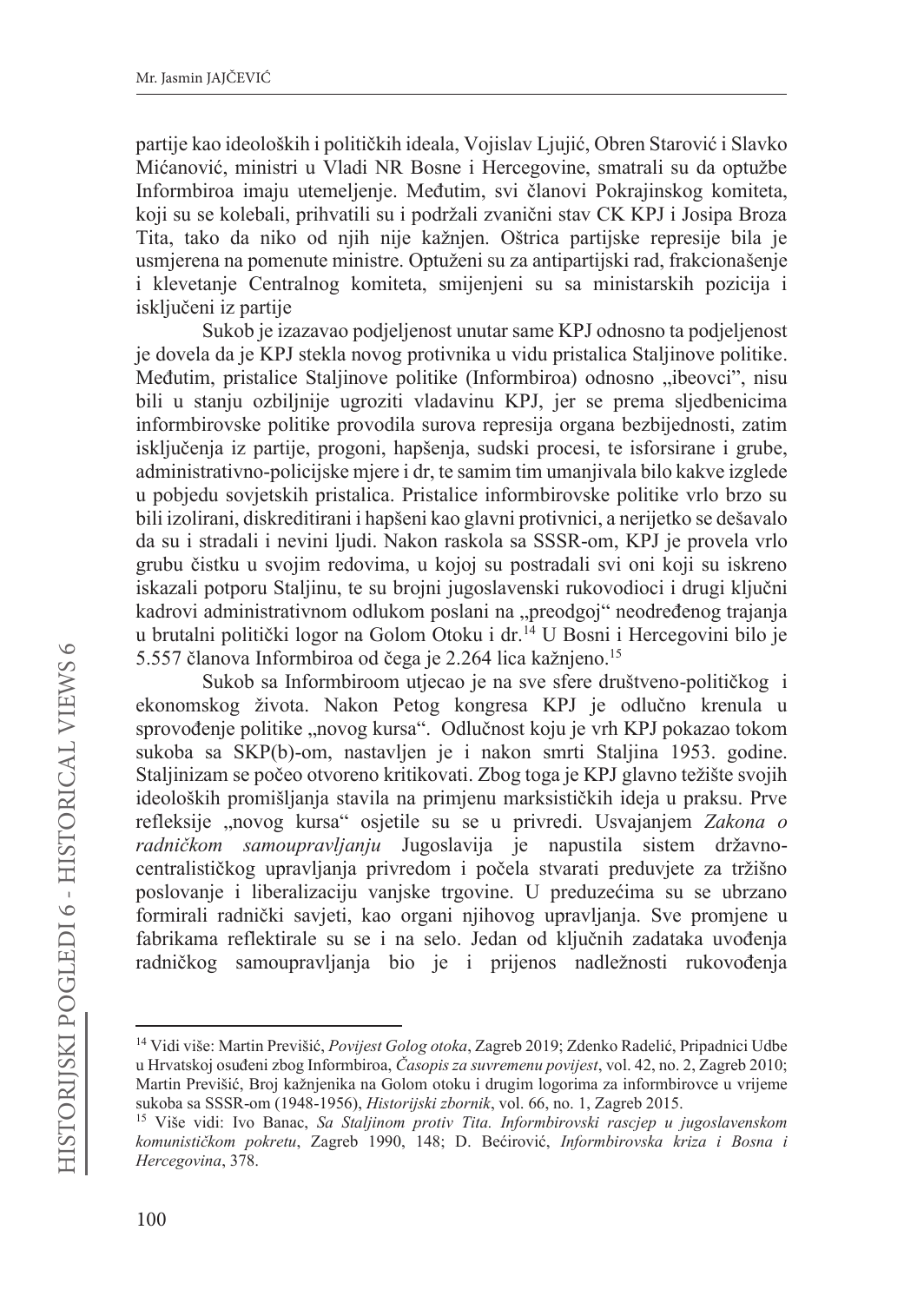partije kao ideoloških i političkih ideala, Vojislav Ljujić, Obren Starović i Slavko Mićanović, ministri u Vladi NR Bosne i Hercegovine, smatrali su da optužbe Informbiroa imaju utemeljenje. Međutim, svi članovi Pokrajinskog komiteta, koji su se kolebali, prihvatili su i podržali zvanični stav CK KPJ i Josipa Broza Tita, tako da niko od njih nije kažnjen. Oštrica partijske represije bila je usmjerena na pomenute ministre. Optuženi su za antipartijski rad, frakcionašenje i klevetanje Centralnog komiteta, smijenjeni su sa ministarskih pozicija i isključeni iz partije

Sukob je izazavao podjeljenost unutar same KPJ odnosno ta podjeljenost je dovela da je KPJ stekla novog protivnika u vidu pristalica Staljinove politike. Međutim, pristalice Staljinove politike (Informbiroa) odnosno „ibeovci", nisu bili u stanju ozbiljnije ugroziti vladavinu KPJ, jer se prema sljedbenicima informbirovske politike provodila surova represija organa bezbijednosti, zatim isključenja iz partije, progoni, hapšenja, sudski procesi, te isforsirane i grube, administrativno-policijske mjere i dr, te samim tim umanjivala bilo kakve izglede u pobjedu sovjetskih pristalica. Pristalice informbirovske politike vrlo brzo su bili izolirani, diskreditirani i hapšeni kao glavni protivnici, a nerijetko se dešavalo da su i stradali i nevini ljudi. Nakon raskola sa SSSR-om, KPJ je provela vrlo grubu čistku u svojim redovima, u kojoj su postradali svi oni koji su iskreno iskazali potporu Staljinu, te su brojni jugoslavenski rukovodioci i drugi ključni kadrovi administrativnom odlukom poslani na „preodgoj" neodređenog trajanja u brutalni politički logor na Golom Otoku i dr.[14] U Bosni i Hercegovini bilo je 5.557 članova Informbiroa od čega je 2.264 lica kažnjeno.[15]

Sukob sa Informbiroom utjecao je na sve sfere društveno-političkog i ekonomskog života. Nakon Petog kongresa KPJ je odlučno krenula u sprovođenje politike „novog kursa". Odlučnost koju je vrh KPJ pokazao tokom sukoba sa SKP(b)-om, nastavljen je i nakon smrti Staljina 1953. godine. Staljinizam se počeo otvoreno kritikovati. Zbog toga je KPJ glavno težište svojih ideoloških promišljanja stavila na primjenu marksističkih ideja u praksu. Prve refleksije „novog kursa" osjetile su se u privredi. Usvajanjem *Zakona o radničkom samoupravljanju* Jugoslavija je napustila sistem državno-centralističkog upravljanja privredom i počela stvarati preduvjete za tržišno poslovanje i liberalizaciju vanjske trgovine. U preduzećima su se ubrzano formirali radnički savjeti, kao organi njihovog upravljanja. Sve promjene u fabrikama reflektirale su se i na selo. Jedan od ključnih zadataka uvođenja radničkog samoupravljanja bio je i prijenos nadležnosti rukovođenja

---

[14] Vidi više: Martin Previšić, *Povijest Golog otoka*, Zagreb 2019; Zdenko Radelić, Pripadnici Udbe u Hrvatskoj osuđeni zbog Informbiroa, *Časopis za suvremenu povijest*, vol. 42, no. 2, Zagreb 2010; Martin Previšić, Broj kažnjenika na Golom otoku i drugim logorima za informbirovce u vrijeme sukoba sa SSSR-om (1948-1956), *Historijski zbornik*, vol. 66, no. 1, Zagreb 2015.

[15] Više vidi: Ivo Banac, *Sa Staljinom protiv Tita. Informbirovski rascjep u jugoslavenskom komunističkom pokretu*, Zagreb 1990, 148; D. Bećirović, *Informbirovska kriza i Bosna i Hercegovina*, 378.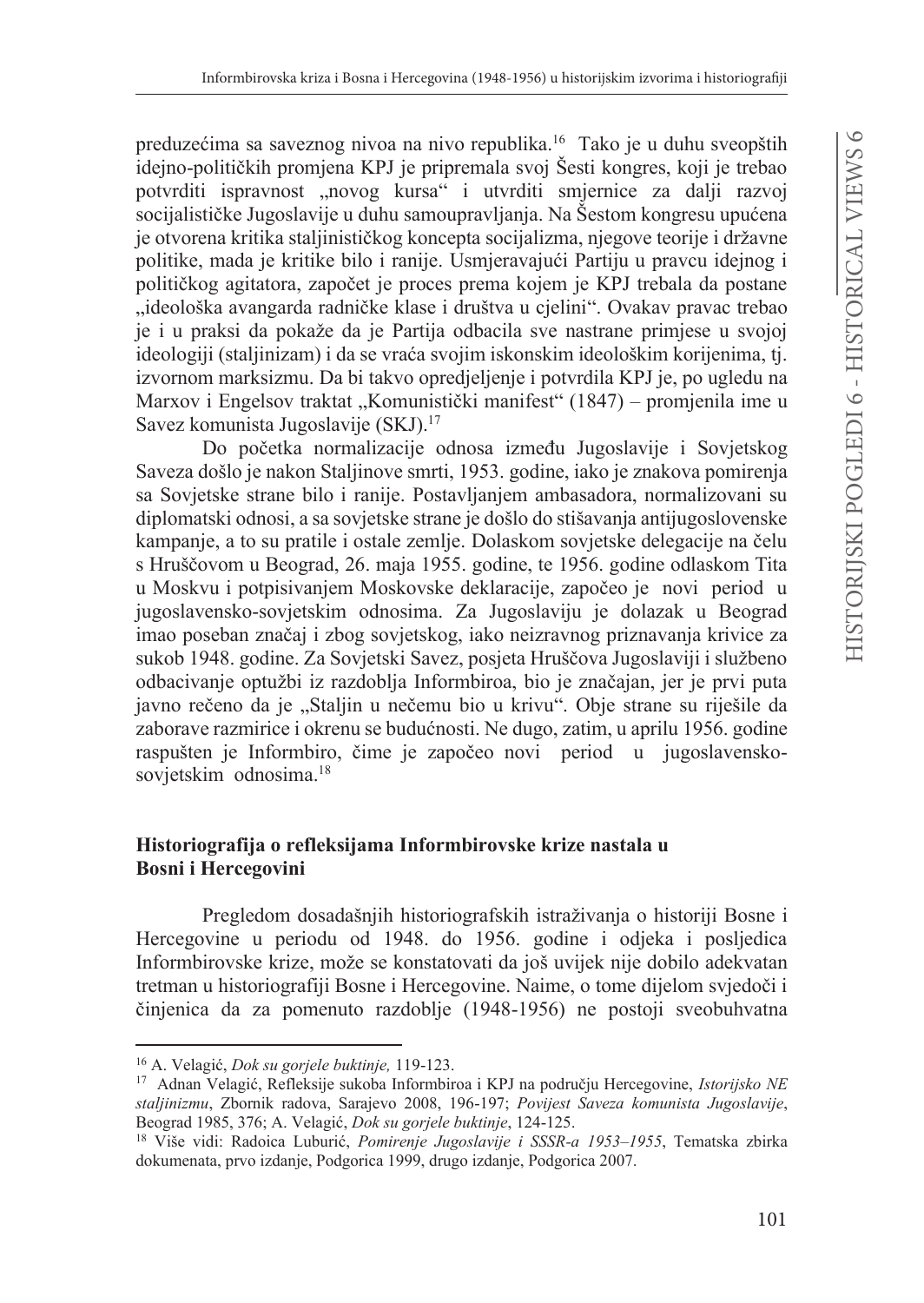preduzećima sa saveznog nivoa na nivo republika.[16] Tako je u duhu sveopštih idejno-političkih promjena KPJ je pripremala svoj Šesti kongres, koji je trebao potvrditi ispravnost „novog kursa" i utvrditi smjernice za dalji razvoj socijalističke Jugoslavije u duhu samoupravljanja. Na Šestom kongresu upućena je otvorena kritika staljinističkog koncepta socijalizma, njegove teorije i državne politike, mada je kritike bilo i ranije. Usmjeravajući Partiju u pravcu idejnog i političkog agitatora, započet je proces prema kojem je KPJ trebala da postane „ideološka avangarda radničke klase i društva u cjelini". Ovakav pravac trebao je i u praksi da pokaže da je Partija odbacila sve nastrane primjese u svojoj ideologiji (staljinizam) i da se vraća svojim iskonskim ideološkim korijenima, tj. izvornom marksizmu. Da bi takvo opredjeljenje i potvrdila KPJ je, po ugledu na Marxov i Engelsov traktat „Komunistički manifest" (1847) – promjenila ime u Savez komunista Jugoslavije (SKJ).[17]

Do početka normalizacije odnosa između Jugoslavije i Sovjetskog Saveza došlo je nakon Staljinove smrti, 1953. godine, iako je znakova pomirenja sa Sovjetske strane bilo i ranije. Postavljanjem ambasadora, normalizovani su diplomatski odnosi, a sa sovjetske strane je došlo do stišavanja antijugoslovenske kampanje, a to su pratile i ostale zemlje. Dolaskom sovjetske delegacije na čelu s Hruščovom u Beograd, 26. maja 1955. godine, te 1956. godine odlaskom Tita u Moskvu i potpisivanjem Moskovske deklaracije, započeo je novi period u jugoslavensko-sovjetskim odnosima. Za Jugoslaviju je dolazak u Beograd imao poseban značaj i zbog sovjetskog, iako neizravnog priznavanja krivice za sukob 1948. godine. Za Sovjetski Savez, posjeta Hruščova Jugoslaviji i službeno odbacivanje optužbi iz razdoblja Informbiroa, bio je značajan, jer je prvi puta javno rečeno da je „Staljin u nečemu bio u krivu". Obje strane su riješile da zaborave razmirice i okrenu se budućnosti. Ne dugo, zatim, u aprilu 1956. godine raspušten je Informbiro, čime je započeo novi period u jugoslavensko-sovjetskim odnosima.[18]

## Historiografija o refleksijama Informbirovske krize nastala u Bosni i Hercegovini

Pregledom dosadašnjih historiografskih istraživanja o historiji Bosne i Hercegovine u periodu od 1948. do 1956. godine i odjeka i posljedica Informbirovske krize, može se konstatovati da još uvijek nije dobilo adekvatan tretman u historiografiji Bosne i Hercegovine. Naime, o tome dijelom svjedoči i činjenica da za pomenuto razdoblje (1948-1956) ne postoji sveobuhvatna

---

[16] A. Velagić, *Dok su gorjele buktinje,* 119-123.

[17] Adnan Velagić, Refleksije sukoba Informbiroa i KPJ na području Hercegovine, *Istorijsko NE staljinizmu*, Zbornik radova, Sarajevo 2008, 196-197; *Povijest Saveza komunista Jugoslavije*, Beograd 1985, 376; A. Velagić, *Dok su gorjele buktinje*, 124-125.

[18] Više vidi: Radoica Luburić, *Pomirenje Jugoslavije i SSSR-a 1953–1955*, Tematska zbirka dokumenata, prvo izdanje, Podgorica 1999, drugo izdanje, Podgorica 2007.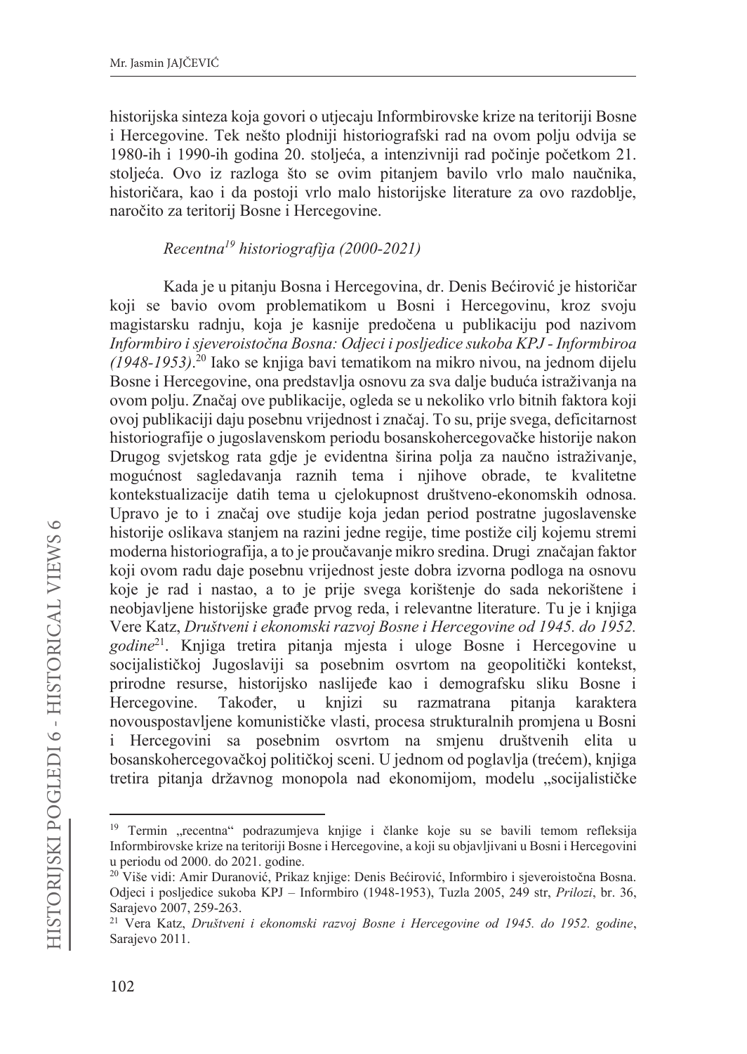historijska sinteza koja govori o utjecaju Informbirovske krize na teritoriji Bosne i Hercegovine. Tek nešto plodniji historiografski rad na ovom polju odvija se 1980-ih i 1990-ih godina 20. stoljeća, a intenzivniji rad počinje početkom 21. stoljeća. Ovo iz razloga što se ovim pitanjem bavilo vrlo malo naučnika, historičara, kao i da postoji vrlo malo historijske literature za ovo razdoblje, naročito za teritorij Bosne i Hercegovine.

### *Recentna[19] historiografija (2000-2021)*

Kada je u pitanju Bosna i Hercegovina, dr. Denis Bećirović je historičar koji se bavio ovom problematikom u Bosni i Hercegovinu, kroz svoju magistarsku radnju, koja je kasnije predočena u publikaciju pod nazivom *Informbiro i sjeveroistočna Bosna: Odjeci i posljedice sukoba KPJ - Informbiroa (1948-1953)*.[20] Iako se knjiga bavi tematikom na mikro nivou, na jednom dijelu Bosne i Hercegovine, ona predstavlja osnovu za sva dalje buduća istraživanja na ovom polju. Značaj ove publikacije, ogleda se u nekoliko vrlo bitnih faktora koji ovoj publikaciji daju posebnu vrijednost i značaj. To su, prije svega, deficitarnost historiografije o jugoslavenskom periodu bosanskohercegovačke historije nakon Drugog svjetskog rata gdje je evidentna širina polja za naučno istraživanje, mogućnost sagledavanja raznih tema i njihove obrade, te kvalitetne kontekstualizacije datih tema u cjelokupnost društveno-ekonomskih odnosa. Upravo je to i značaj ove studije koja jedan period postratne jugoslavenske historije oslikava stanjem na razini jedne regije, time postiže cilj kojemu stremi moderna historiografija, a to je proučavanje mikro sredina. Drugi značajan faktor koji ovom radu daje posebnu vrijednost jeste dobra izvorna podloga na osnovu koje je rad i nastao, a to je prije svega korištenje do sada nekorištene i neobjavljene historijske građe prvog reda, i relevantne literature. Tu je i knjiga Vere Katz, *Društveni i ekonomski razvoj Bosne i Hercegovine od 1945. do 1952. godine*[21]. Knjiga tretira pitanja mjesta i uloge Bosne i Hercegovine u socijalističkoj Jugoslaviji sa posebnim osvrtom na geopolitički kontekst, prirodne resurse, historijsko naslijeđe kao i demografsku sliku Bosne i Hercegovine. Također, u knjizi su razmatrana pitanja karaktera novouspostavljene komunističke vlasti, procesa strukturalnih promjena u Bosni i Hercegovini sa posebnim osvrtom na smjenu društvenih elita u bosanskohercegovačkoj političkoj sceni. U jednom od poglavlja (trećem), knjiga tretira pitanja državnog monopola nad ekonomijom, modelu „socijalističke

---

[19] Termin „recentna" podrazumjeva knjige i članke koje su se bavili temom refleksija Informbirovske krize na teritoriji Bosne i Hercegovine, a koji su objavljivani u Bosni i Hercegovini u periodu od 2000. do 2021. godine.

[20] Više vidi: Amir Duranović, Prikaz knjige: Denis Bećirović, Informbiro i sjeveroistočna Bosna. Odjeci i posljedice sukoba KPJ – Informbiro (1948-1953), Tuzla 2005, 249 str, *Prilozi*, br. 36, Sarajevo 2007, 259-263.

[21] Vera Katz, *Društveni i ekonomski razvoj Bosne i Hercegovine od 1945. do 1952. godine*, Sarajevo 2011.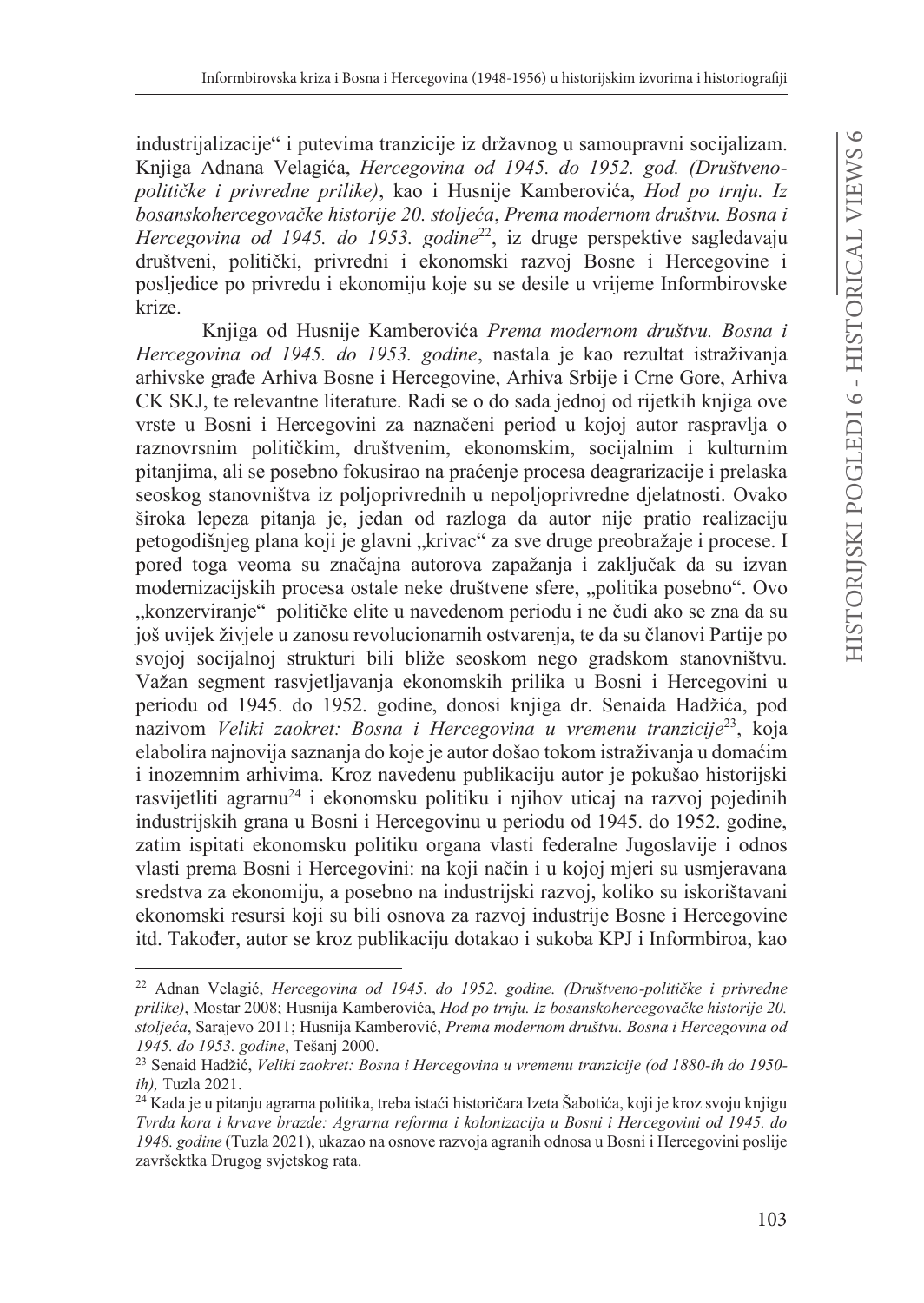industrijalizacije" i putevima tranzicije iz državnog u samoupravni socijalizam. Knjiga Adnana Velagića, *Hercegovina od 1945. do 1952. god. (Društveno-političke i privredne prilike)*, kao i Husnije Kamberovića, *Hod po trnju. Iz bosanskohercegovačke historije 20. stoljeća*, *Prema modernom društvu. Bosna i Hercegovina od 1945. do 1953. godine*[22], iz druge perspektive sagledavaju društveni, politički, privredni i ekonomski razvoj Bosne i Hercegovine i posljedice po privredu i ekonomiju koje su se desile u vrijeme Informbirovske krize.

Knjiga od Husnije Kamberovića *Prema modernom društvu. Bosna i Hercegovina od 1945. do 1953. godine*, nastala je kao rezultat istraživanja arhivske građe Arhiva Bosne i Hercegovine, Arhiva Srbije i Crne Gore, Arhiva CK SKJ, te relevantne literature. Radi se o do sada jednoj od rijetkih knjiga ove vrste u Bosni i Hercegovini za naznačeni period u kojoj autor raspravlja o raznovrsnim političkim, društvenim, ekonomskim, socijalnim i kulturnim pitanjima, ali se posebno fokusirao na praćenje procesa deagrarizacije i prelaska seoskog stanovništva iz poljoprivrednih u nepoljoprivredne djelatnosti. Ovako široka lepeza pitanja je, jedan od razloga da autor nije pratio realizaciju petogodišnjeg plana koji je glavni „krivac" za sve druge preobražaje i procese. I pored toga veoma su značajna autorova zapažanja i zaključak da su izvan modernizacijskih procesa ostale neke društvene sfere, „politika posebno". Ovo „konzerviranje" političke elite u navedenom periodu i ne čudi ako se zna da su još uvijek živjele u zanosu revolucionarnih ostvarenja, te da su članovi Partije po svojoj socijalnoj strukturi bili bliže seoskom nego gradskom stanovništvu. Važan segment rasvjetljavanja ekonomskih prilika u Bosni i Hercegovini u periodu od 1945. do 1952. godine, donosi knjiga dr. Senaida Hadžića, pod nazivom *Veliki zaokret: Bosna i Hercegovina u vremenu tranzicije*[23], koja elabolira najnovija saznanja do koje je autor došao tokom istraživanja u domaćim i inozemnim arhivima. Kroz navedenu publikaciju autor je pokušao historijski rasvijetliti agrarnu[24] i ekonomsku politiku i njihov uticaj na razvoj pojedinih industrijskih grana u Bosni i Hercegovinu u periodu od 1945. do 1952. godine, zatim ispitati ekonomsku politiku organa vlasti federalne Jugoslavije i odnos vlasti prema Bosni i Hercegovini: na koji način i u kojoj mjeri su usmjeravana sredstva za ekonomiju, a posebno na industrijski razvoj, koliko su iskorištavani ekonomski resursi koji su bili osnova za razvoj industrije Bosne i Hercegovine itd. Također, autor se kroz publikaciju dotakao i sukoba KPJ i Informbiroa, kao

---

[22] Adnan Velagić, *Hercegovina od 1945. do 1952. godine. (Društveno-političke i privredne prilike)*, Mostar 2008; Husnija Kamberovića, *Hod po trnju. Iz bosanskohercegovačke historije 20. stoljeća*, Sarajevo 2011; Husnija Kamberović, *Prema modernom društvu. Bosna i Hercegovina od 1945. do 1953. godine*, Tešanj 2000.

[23] Senaid Hadžić, *Veliki zaokret: Bosna i Hercegovina u vremenu tranzicije (od 1880-ih do 1950-ih),* Tuzla 2021.

[24] Kada je u pitanju agrarna politika, treba istaći historičara Izeta Šabotića, koji je kroz svoju knjigu *Tvrda kora i krvave brazde: Agrarna reforma i kolonizacija u Bosni i Hercegovini od 1945. do 1948. godine* (Tuzla 2021), ukazao na osnove razvoja agranih odnosa u Bosni i Hercegovini poslije završektka Drugog svjetskog rata.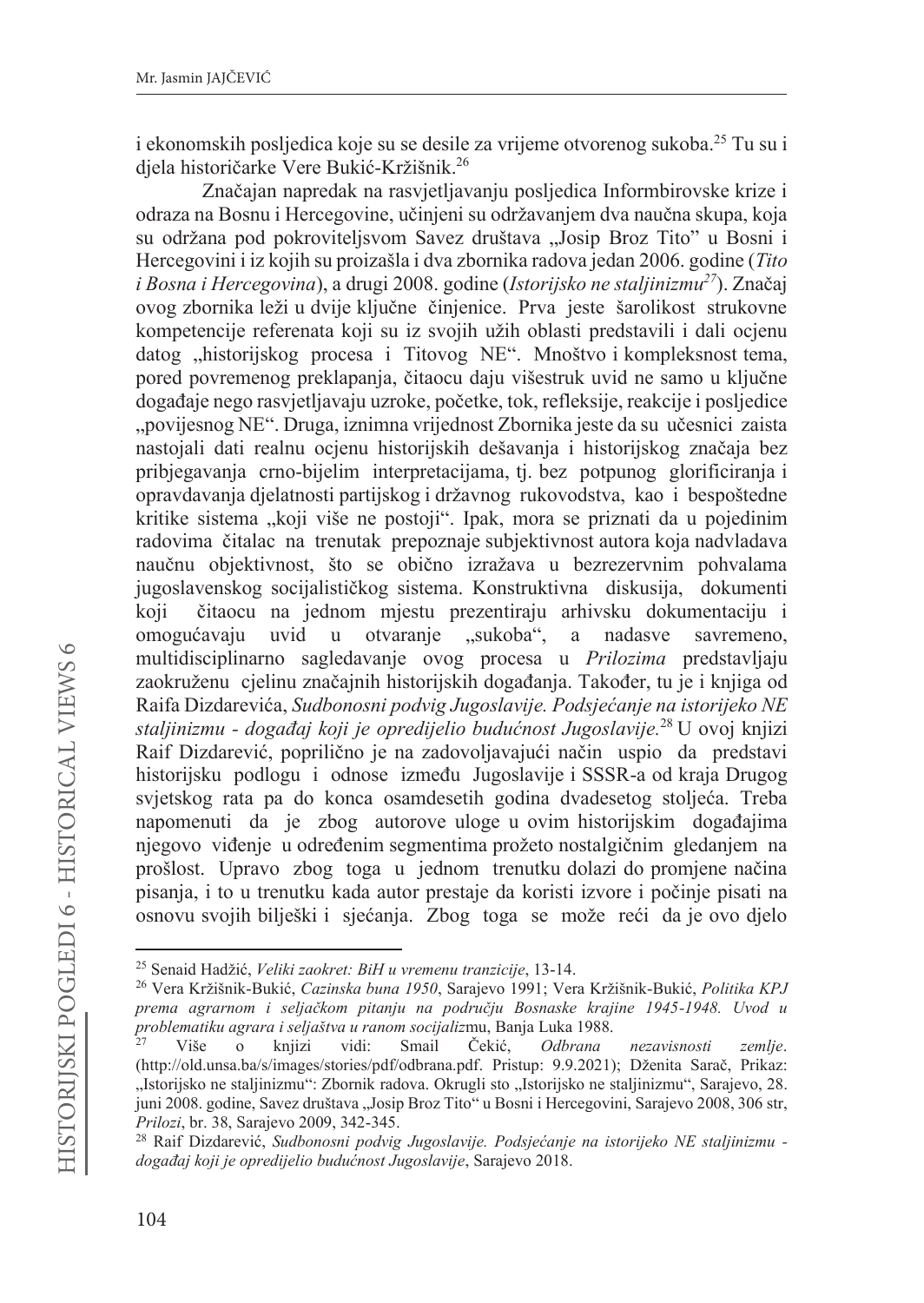i ekonomskih posljedica koje su se desile za vrijeme otvorenog sukoba.[25] Tu su i djela historičarke Vere Bukić-Kržišnik.[26]

Značajan napredak na rasvjetljavanju posljedica Informbirovske krize i odraza na Bosnu i Hercegovine, učinjeni su održavanjem dva naučna skupa, koja su održana pod pokroviteljsvom Savez društava „Josip Broz Tito" u Bosni i Hercegovini i iz kojih su proizašla i dva zbornika radova jedan 2006. godine (*Tito i Bosna i Hercegovina*), a drugi 2008. godine (*Istorijsko ne staljinizmu*[27]). Značaj ovog zbornika leži u dvije ključne činjenice. Prva jeste šarolikost strukovne kompetencije referenata koji su iz svojih užih oblasti predstavili i dali ocjenu datog „historijskog procesa i Titovog NE". Mnoštvo i kompleksnost tema, pored povremenog preklapanja, čitaocu daju višestruk uvid ne samo u ključne događaje nego rasvjetljavaju uzroke, početke, tok, refleksije, reakcije i posljedice „povijesnog NE". Druga, iznimna vrijednost Zbornika jeste da su učesnici zaista nastojali dati realnu ocjenu historijskih dešavanja i historijskog značaja bez pribjegavanja crno-bijelim interpretacijama, tj. bez potpunog glorificiranja i opravdavanja djelatnosti partijskog i državnog rukovodstva, kao i bespoštedne kritike sistema „koji više ne postoji". Ipak, mora se priznati da u pojedinim radovima čitalac na trenutak prepoznaje subjektivnost autora koja nadvladava naučnu objektivnost, što se obično izražava u bezrezervnim pohvalama jugoslavenskog socijalističkog sistema. Konstruktivna diskusija, dokumenti koji čitaocu na jednom mjestu prezentiraju arhivsku dokumentaciju i omogućavaju uvid u otvaranje „sukoba", a nadasve savremeno, multidisciplinarno sagledavanje ovog procesa u *Prilozima* predstavljaju zaokruženu cjelinu značajnih historijskih događanja. Također, tu je i knjiga od Raifa Dizdarevića, *Sudbonosni podvig Jugoslavije. Podsjećanje na istorijeko NE staljinizmu - događaj koji je opredijelio budućnost Jugoslavije.*[28] U ovoj knjizi Raif Dizdarević, poprilično je na zadovoljavajući način uspio da predstavi historijsku podlogu i odnose između Jugoslavije i SSSR-a od kraja Drugog svjetskog rata pa do konca osamdesetih godina dvadesetog stoljeća. Treba napomenuti da je zbog autorove uloge u ovim historijskim događajima njegovo viđenje u određenim segmentima prožeto nostalgičnim gledanjem na prošlost. Upravo zbog toga u jednom trenutku dolazi do promjene načina pisanja, i to u trenutku kada autor prestaje da koristi izvore i počinje pisati na osnovu svojih bilješki i sjećanja. Zbog toga se može reći da je ovo djelo

---

[25] Senaid Hadžić, *Veliki zaokret: BiH u vremenu tranzicije*, 13-14.

[26] Vera Kržišnik-Bukić, *Cazinska buna 1950*, Sarajevo 1991; Vera Kržišnik-Bukić, *Politika KPJ prema agrarnom i seljačkom pitanju na području Bosnaske krajine 1945-1948. Uvod u problematiku agrara i seljaštva u ranom socijalizmu*, Banja Luka 1988.

[27] Više o knjizi vidi: Smail Čekić, *Odbrana nezavisnosti zemlje*. (http://old.unsa.ba/s/images/stories/pdf/odbrana.pdf. Pristup: 9.9.2021); Dženita Sarač, Prikaz: „Istorijsko ne staljinizmu": Zbornik radova. Okrugli sto „Istorijsko ne staljinizmu", Sarajevo, 28. juni 2008. godine, Savez društava „Josip Broz Tito" u Bosni i Hercegovini, Sarajevo 2008, 306 str, *Prilozi*, br. 38, Sarajevo 2009, 342-345.

[28] Raif Dizdarević, *Sudbonosni podvig Jugoslavije. Podsjećanje na istorijeko NE staljinizmu - događaj koji je opredijelio budućnost Jugoslavije*, Sarajevo 2018.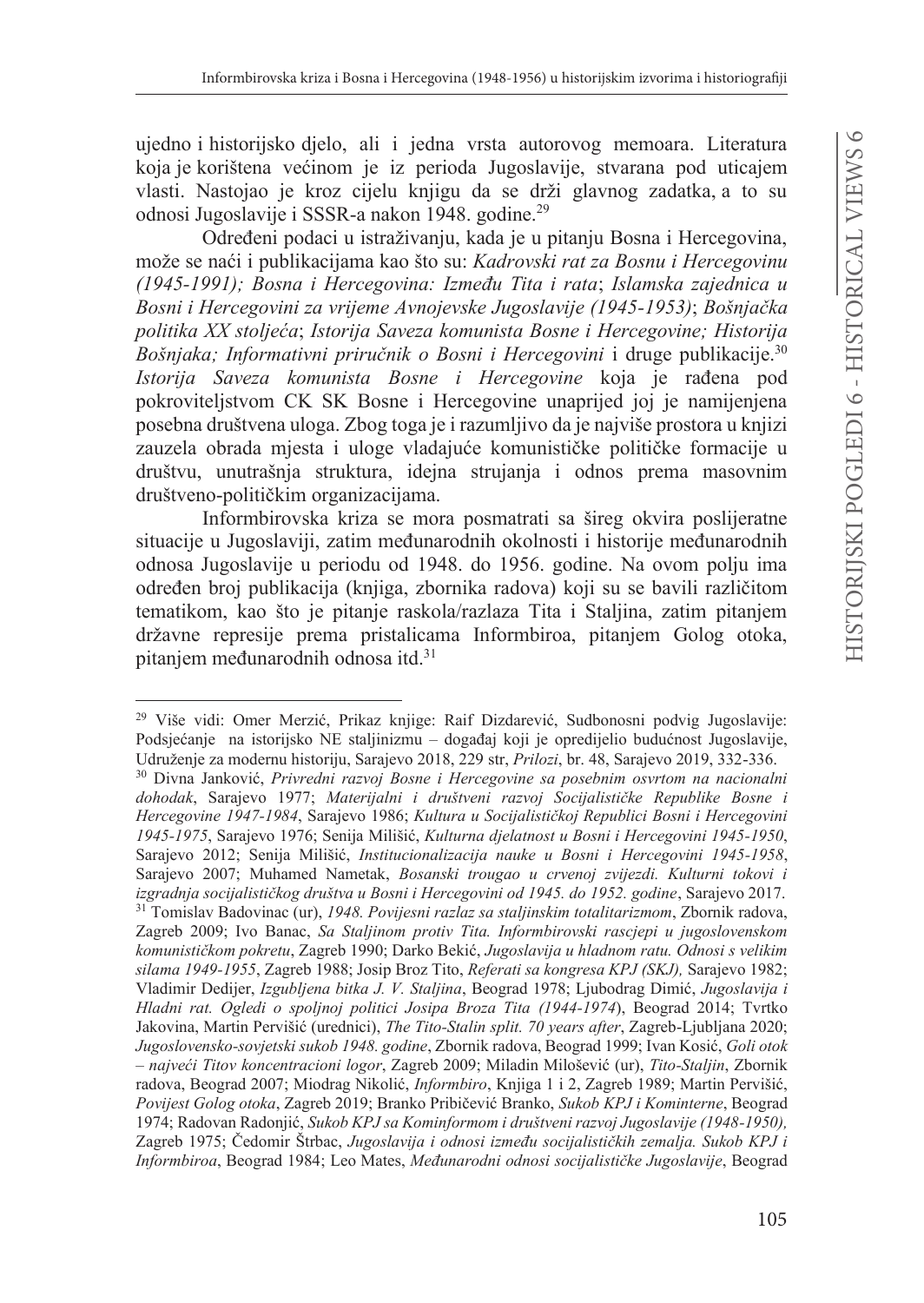ujedno i historijsko djelo, ali i jedna vrsta autorovog memoara. Literatura koja je korištena većinom je iz perioda Jugoslavije, stvarana pod uticajem vlasti. Nastojao je kroz cijelu knjigu da se drži glavnog zadatka, a to su odnosi Jugoslavije i SSSR-a nakon 1948. godine.[29]

Određeni podaci u istraživanju, kada je u pitanju Bosna i Hercegovina, može se naći i publikacijama kao što su: *Kadrovski rat za Bosnu i Hercegovinu (1945-1991); Bosna i Hercegovina: Između Tita i rata*; *Islamska zajednica u Bosni i Hercegovini za vrijeme Avnojevske Jugoslavije (1945-1953)*; *Bošnjačka politika XX stoljeća*; *Istorija Saveza komunista Bosne i Hercegovine; Historija Bošnjaka; Informativni priručnik o Bosni i Hercegovini* i druge publikacije.[30] *Istorija Saveza komunista Bosne i Hercegovine* koja je rađena pod pokroviteljstvom CK SK Bosne i Hercegovine unaprijed joj je namijenjena posebna društvena uloga. Zbog toga je i razumljivo da je najviše prostora u knjizi zauzela obrada mjesta i uloge vladajuće komunističke političke formacije u društvu, unutrašnja struktura, idejna strujanja i odnos prema masovnim društveno-političkim organizacijama.

Informbirovska kriza se mora posmatrati sa šireg okvira poslijeratne situacije u Jugoslaviji, zatim međunarodnih okolnosti i historije međunarodnih odnosa Jugoslavije u periodu od 1948. do 1956. godine. Na ovom polju ima određen broj publikacija (knjiga, zbornika radova) koji su se bavili različitom tematikom, kao što je pitanje raskola/razlaza Tita i Staljina, zatim pitanjem državne represije prema pristalicama Informbiroa, pitanjem Golog otoka, pitanjem međunarodnih odnosa itd.[31]

---

[29] Više vidi: Omer Merzić, Prikaz knjige: Raif Dizdarević, Sudbonosni podvig Jugoslavije: Podsjećanje na istorijsko NE staljinizmu – događaj koji je opredijelio budućnost Jugoslavije, Udruženje za modernu historiju, Sarajevo 2018, 229 str, *Prilozi*, br. 48, Sarajevo 2019, 332-336.

[30] Divna Janković, *Privredni razvoj Bosne i Hercegovine sa posebnim osvrtom na nacionalni dohodak*, Sarajevo 1977; *Materijalni i društveni razvoj Socijalističke Republike Bosne i Hercegovine 1947-1984*, Sarajevo 1986; *Kultura u Socijalističkoj Republici Bosni i Hercegovini 1945-1975*, Sarajevo 1976; Senija Milišić, *Kulturna djelatnost u Bosni i Hercegovini 1945-1950*, Sarajevo 2012; Senija Milišić, *Institucionalizacija nauke u Bosni i Hercegovini 1945-1958*, Sarajevo 2007; Muhamed Nametak, *Bosanski trougao u crvenoj zvijezdi. Kulturni tokovi i izgradnja socijalističkog društva u Bosni i Hercegovini od 1945. do 1952. godine*, Sarajevo 2017.

[31] Tomislav Badovinac (ur), *1948. Povijesni razlaz sa staljinskim totalitarizmom*, Zbornik radova, Zagreb 2009; Ivo Banac, *Sa Staljinom protiv Tita. Informbirovski rascjepi u jugoslovenskom komunističkom pokretu*, Zagreb 1990; Darko Bekić, *Jugoslavija u hladnom ratu. Odnosi s velikim silama 1949-1955*, Zagreb 1988; Josip Broz Tito, *Referati sa kongresa KPJ (SKJ),* Sarajevo 1982; Vladimir Dedijer, *Izgubljena bitka J. V. Staljina*, Beograd 1978; Ljubodrag Dimić, *Jugoslavija i Hladni rat. Ogledi o spoljnoj politici Josipa Broza Tita (1944-1974*), Beograd 2014; Tvrtko Jakovina, Martin Pervišić (urednici), *The Tito-Stalin split. 70 years after*, Zagreb-Ljubljana 2020; *Jugoslovensko-sovjetski sukob 1948. godine*, Zbornik radova, Beograd 1999; Ivan Kosić, *Goli otok – najveći Titov koncentracioni logor*, Zagreb 2009; Miladin Milošević (ur), *Tito-Staljin*, Zbornik radova, Beograd 2007; Miodrag Nikolić, *Informbiro*, Knjiga 1 i 2, Zagreb 1989; Martin Pervišić, *Povijest Golog otoka*, Zagreb 2019; Branko Pribičević Branko, *Sukob KPJ i Kominterne*, Beograd 1974; Radovan Radonjić, *Sukob KPJ sa Kominformom i društveni razvoj Jugoslavije (1948-1950),* Zagreb 1975; Čedomir Štrbac, *Jugoslavija i odnosi između socijalističkih zemalja. Sukob KPJ i Informbiroa*, Beograd 1984; Leo Mates, *Međunarodni odnosi socijalističke Jugoslavije*, Beograd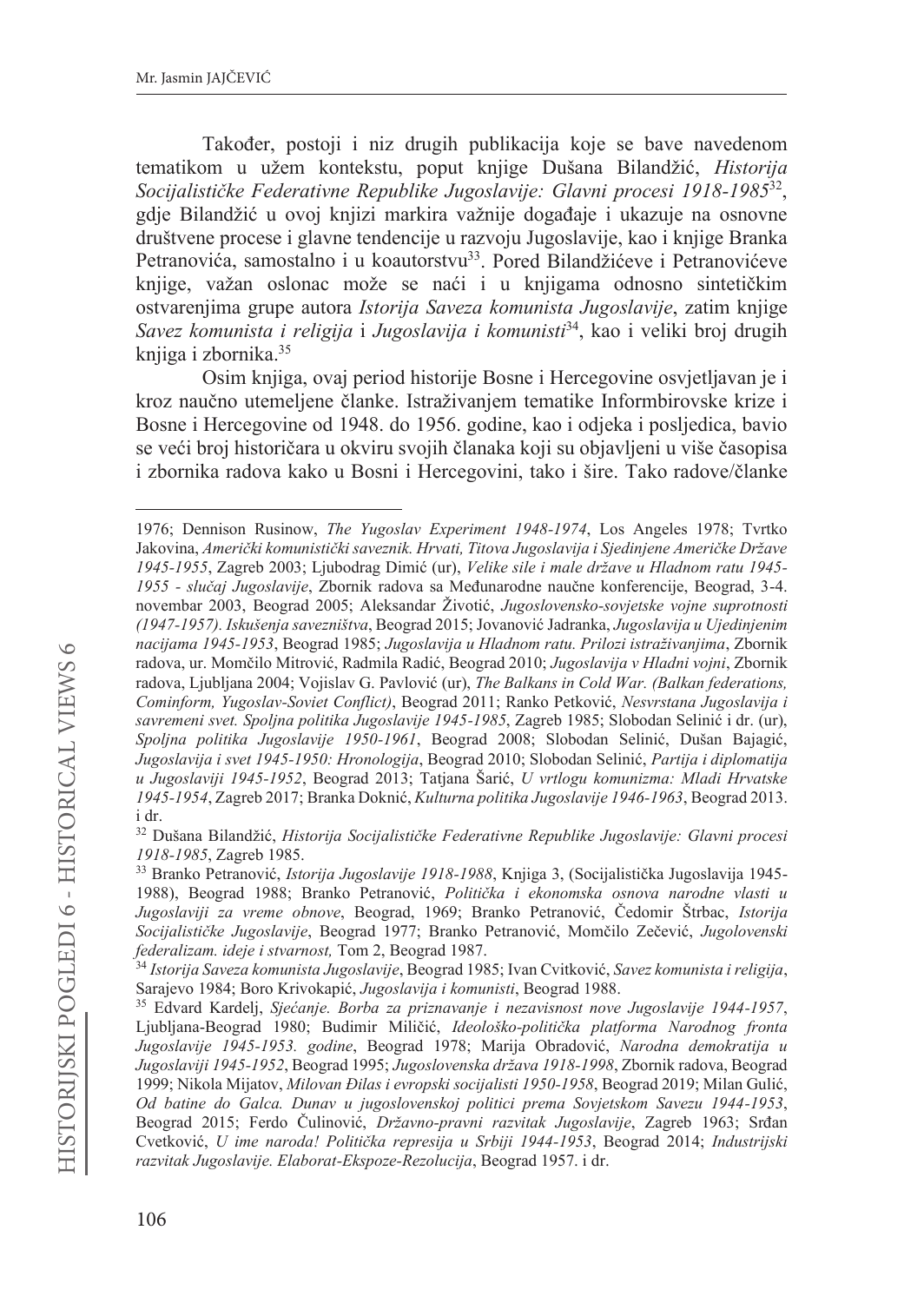Također, postoji i niz drugih publikacija koje se bave navedenom tematikom u užem kontekstu, poput knjige Dušana Bilandžić, *Historija Socijalističke Federativne Republike Jugoslavije: Glavni procesi 1918-1985*[32], gdje Bilandžić u ovoj knjizi markira važnije događaje i ukazuje na osnovne društvene procese i glavne tendencije u razvoju Jugoslavije, kao i knjige Branka Petranovića, samostalno i u koautorstvu[33]. Pored Bilandžićeve i Petranovićeve knjige, važan oslonac može se naći i u knjigama odnosno sintetičkim ostvarenjima grupe autora *Istorija Saveza komunista Jugoslavije*, zatim knjige *Savez komunista i religija* i *Jugoslavija i komunisti*[34], kao i veliki broj drugih knjiga i zbornika.[35]

Osim knjiga, ovaj period historije Bosne i Hercegovine osvjetljavan je i kroz naučno utemeljene članke. Istraživanjem tematike Informbirovske krize i Bosne i Hercegovine od 1948. do 1956. godine, kao i odjeka i posljedica, bavio se veći broj historičara u okviru svojih članaka koji su objavljeni u više časopisa i zbornika radova kako u Bosni i Hercegovini, tako i šire. Tako radove/članke

---

1976; Dennison Rusinow, *The Yugoslav Experiment 1948-1974*, Los Angeles 1978; Tvrtko Jakovina, *Američki komunistički saveznik. Hrvati, Titova Jugoslavija i Sjedinjene Američke Države 1945-1955*, Zagreb 2003; Ljubodrag Dimić (ur), *Velike sile i male države u Hladnom ratu 1945-1955 - slučaj Jugoslavije*, Zbornik radova sa Međunarodne naučne konferencije, Beograd, 3-4. novembar 2003, Beograd 2005; Aleksandar Životić, *Jugoslovensko-sovjetske vojne suprotnosti (1947-1957). Iskušenja savezništva*, Beograd 2015; Jovanović Jadranka, *Jugoslavija u Ujedinjenim nacijama 1945-1953*, Beograd 1985; *Jugoslavija u Hladnom ratu. Prilozi istraživanjima*, Zbornik radova, ur. Momčilo Mitrović, Radmila Radić, Beograd 2010; *Jugoslavija v Hladni vojni*, Zbornik radova, Ljubljana 2004; Vojislav G. Pavlović (ur), *The Balkans in Cold War. (Balkan federations, Cominform, Yugoslav-Soviet Conflict)*, Beograd 2011; Ranko Petković, *Nesvrstana Jugoslavija i savremeni svet. Spoljna politika Jugoslavije 1945-1985*, Zagreb 1985; Slobodan Selinić i dr. (ur), *Spoljna politika Jugoslavije 1950-1961*, Beograd 2008; Slobodan Selinić, Dušan Bajagić, *Jugoslavija i svet 1945-1950: Hronologija*, Beograd 2010; Slobodan Selinić, *Partija i diplomatija u Jugoslaviji 1945-1952*, Beograd 2013; Tatjana Šarić, *U vrtlogu komunizma: Mladi Hrvatske 1945-1954*, Zagreb 2017; Branka Doknić, *Kulturna politika Jugoslavije 1946-1963*, Beograd 2013. i dr.

[32] Dušana Bilandžić, *Historija Socijalističke Federativne Republike Jugoslavije: Glavni procesi 1918-1985*, Zagreb 1985.

[33] Branko Petranović, *Istorija Jugoslavije 1918-1988*, Knjiga 3, (Socijalistička Jugoslavija 1945-1988), Beograd 1988; Branko Petranović, *Politička i ekonomska osnova narodne vlasti u Jugoslaviji za vreme obnove*, Beograd, 1969; Branko Petranović, Čedomir Štrbac, *Istorija Socijalističke Jugoslavije*, Beograd 1977; Branko Petranović, Momčilo Zečević, *Jugolovenski federalizam. ideje i stvarnost,* Tom 2, Beograd 1987.

[34] *Istorija Saveza komunista Jugoslavije*, Beograd 1985; Ivan Cvitković, *Savez komunista i religija*, Sarajevo 1984; Boro Krivokapić, *Jugoslavija i komunisti*, Beograd 1988.

[35] Edvard Kardelj, *Sjećanje. Borba za priznavanje i nezavisnost nove Jugoslavije 1944-1957*, Ljubljana-Beograd 1980; Budimir Miličić, *Ideološko-politička platforma Narodnog fronta Jugoslavije 1945-1953. godine*, Beograd 1978; Marija Obradović, *Narodna demokratija u Jugoslaviji 1945-1952*, Beograd 1995; *Jugoslovenska država 1918-1998*, Zbornik radova, Beograd 1999; Nikola Mijatov, *Milovan Đilas i evropski socijalisti 1950-1958*, Beograd 2019; Milan Gulić, *Od batine do Galca. Dunav u jugoslovenskoj politici prema Sovjetskom Savezu 1944-1953*, Beograd 2015; Ferdo Čulinović, *Državno-pravni razvitak Jugoslavije*, Zagreb 1963; Srđan Cvetković, *U ime naroda! Politička represija u Srbiji 1944-1953*, Beograd 2014; *Industrijski razvitak Jugoslavije. Elaborat-Ekspoze-Rezolucija*, Beograd 1957. i dr.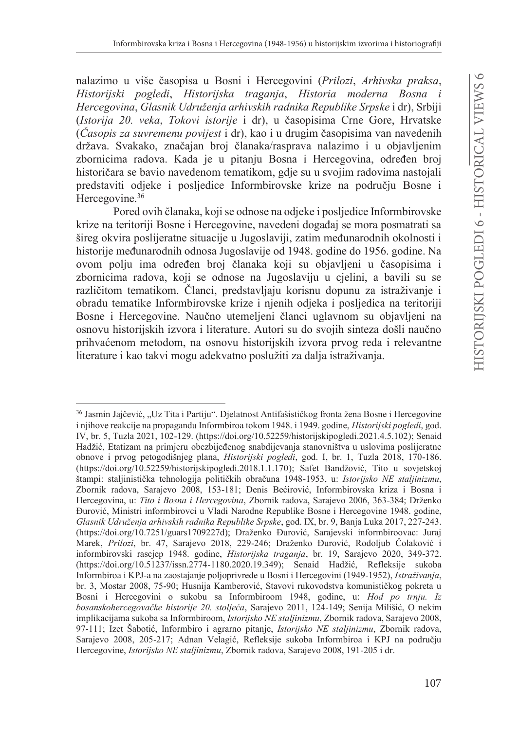nalazimo u više časopisa u Bosni i Hercegovini (*Prilozi*, *Arhivska praksa*, *Historijski pogledi*, *Historijska traganja*, *Historia moderna Bosna i Hercegovina*, *Glasnik Udruženja arhivskih radnika Republike Srpske* i dr), Srbiji (*Istorija 20. veka*, *Tokovi istorije* i dr), u časopisima Crne Gore, Hrvatske (*Časopis za suvremenu povijest* i dr), kao i u drugim časopisima van navedenih država. Svakako, značajan broj članaka/rasprava nalazimo i u objavljenim zbornicima radova. Kada je u pitanju Bosna i Hercegovina, određen broj historičara se bavio navedenom tematikom, gdje su u svojim radovima nastojali predstaviti odjeke i posljedice Informbirovske krize na području Bosne i Hercegovine.[36]

Pored ovih članaka, koji se odnose na odjeke i posljedice Informbirovske krize na teritoriji Bosne i Hercegovine, navedeni događaj se mora posmatrati sa šireg okvira poslijeratne situacije u Jugoslaviji, zatim međunarodnih okolnosti i historije međunarodnih odnosa Jugoslavije od 1948. godine do 1956. godine. Na ovom polju ima određen broj članaka koji su objavljeni u časopisima i zbornicima radova, koji se odnose na Jugoslaviju u cjelini, a bavili su se različitom tematikom. Članci, predstavljaju korisnu dopunu za istraživanje i obradu tematike Informbirovske krize i njenih odjeka i posljedica na teritoriji Bosne i Hercegovine. Naučno utemeljeni članci uglavnom su objavljeni na osnovu historijskih izvora i literature. Autori su do svojih sinteza došli naučno prihvaćenom metodom, na osnovu historijskih izvora prvog reda i relevantne literature i kao takvi mogu adekvatno poslužiti za dalja istraživanja.

---

[36] Jasmin Jajčević, „Uz Tita i Partiju". Djelatnost Antifašističkog fronta žena Bosne i Hercegovine i njihove reakcije na propagandu Informbiroa tokom 1948. i 1949. godine, *Historijski pogledi*, god. IV, br. 5, Tuzla 2021, 102-129. (https://doi.org/10.52259/historijskipogledi.2021.4.5.102); Senaid Hadžić, Etatizam na primjeru obezbijeđenog snabdijevanja stanovništva u uslovima poslijeratne obnove i prvog petogodišnjeg plana, *Historijski pogledi*, god. I, br. 1, Tuzla 2018, 170-186. (https://doi.org/10.52259/historijskipogledi.2018.1.1.170); Safet Bandžović, Tito u sovjetskoj štampi: staljinistička tehnologija političkih obračuna 1948-1953, u: *Istorijsko NE staljinizmu*, Zbornik radova, Sarajevo 2008, 153-181; Denis Bećirović, Informbirovska kriza i Bosna i Hercegovina, u: *Tito i Bosna i Hercegovina*, Zbornik radova, Sarajevo 2006, 363-384; Drženko Đurović, Ministri informbirovci u Vladi Narodne Republike Bosne i Hercegovine 1948. godine, *Glasnik Udruženja arhivskih radnika Republike Srpske*, god. IX, br. 9, Banja Luka 2017, 227-243. (https://doi.org/10.7251/guars1709227d); Draženko Đurović, Sarajevski informbiroovac: Juraj Marek, *Prilozi*, br. 47, Sarajevo 2018, 229-246; Draženko Đurović, Rodoljub Čolaković i informbirovski rascjep 1948. godine, *Historijska traganja*, br. 19, Sarajevo 2020, 349-372. (https://doi.org/10.51237/issn.2774-1180.2020.19.349); Senaid Hadžić, Refleksije sukoba Informbiroa i KPJ-a na zaostajanje poljoprivrede u Bosni i Hercegovini (1949-1952), *Istraživanja*, br. 3, Mostar 2008, 75-90; Husnija Kamberović, Stavovi rukovodstva komunističkog pokreta u Bosni i Hercegovini o sukobu sa Informbiroom 1948, godine, u: *Hod po trnju. Iz bosanskohercegovačke historije 20. stoljeća*, Sarajevo 2011, 124-149; Senija Milišić, O nekim implikacijama sukoba sa Informbiroom, *Istorijsko NE staljinizmu*, Zbornik radova, Sarajevo 2008, 97-111; Izet Šabotić, Informbiro i agrarno pitanje, *Istorijsko NE staljinizmu*, Zbornik radova, Sarajevo 2008, 205-217; Adnan Velagić, Refleksije sukoba Informbiroa i KPJ na području Hercegovine, *Istorijsko NE staljinizmu*, Zbornik radova, Sarajevo 2008, 191-205 i dr.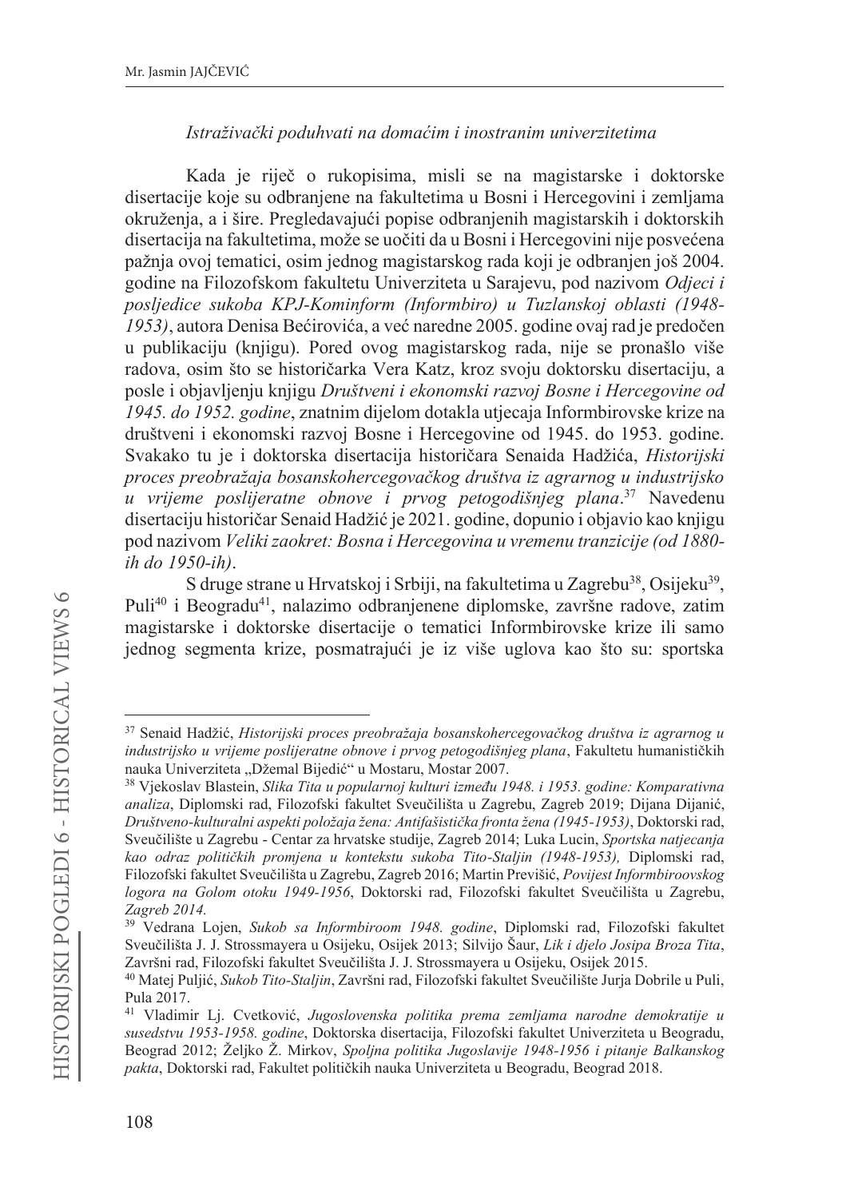*Istraživački poduhvati na domaćim i inostranim univerzitetima*

Kada je riječ o rukopisima, misli se na magistarske i doktorske disertacije koje su odbranjene na fakultetima u Bosni i Hercegovini i zemljama okruženja, a i šire. Pregledavajući popise odbranjenih magistarskih i doktorskih disertacija na fakultetima, može se uočiti da u Bosni i Hercegovini nije posvećena pažnja ovoj tematici, osim jednog magistarskog rada koji je odbranjen još 2004. godine na Filozofskom fakultetu Univerziteta u Sarajevu, pod nazivom *Odjeci i posljedice sukoba KPJ-Kominform (Informbiro) u Tuzlanskoj oblasti (1948-1953)*, autora Denisa Bećirovića, a već naredne 2005. godine ovaj rad je predočen u publikaciju (knjigu). Pored ovog magistarskog rada, nije se pronašlo više radova, osim što se historičarka Vera Katz, kroz svoju doktorsku disertaciju, a posle i objavljenju knjigu *Društveni i ekonomski razvoj Bosne i Hercegovine od 1945. do 1952. godine*, znatnim dijelom dotakla utjecaja Informbirovske krize na društveni i ekonomski razvoj Bosne i Hercegovine od 1945. do 1953. godine. Svakako tu je i doktorska disertacija historičara Senaida Hadžića, *Historijski proces preobražaja bosanskohercegovačkog društva iz agrarnog u industrijsko u vrijeme poslijeratne obnove i prvog petogodišnjeg plana*.[37] Navedenu disertaciju historičar Senaid Hadžić je 2021. godine, dopunio i objavio kao knjigu pod nazivom *Veliki zaokret: Bosna i Hercegovina u vremenu tranzicije (od 1880-ih do 1950-ih)*.

S druge strane u Hrvatskoj i Srbiji, na fakultetima u Zagrebu[38], Osijeku[39], Puli[40] i Beogradu[41], nalazimo odbranjenene diplomske, završne radove, zatim magistarske i doktorske disertacije o tematici Informbirovske krize ili samo jednog segmenta krize, posmatrajući je iz više uglova kao što su: sportska

---

[37] Senaid Hadžić, *Historijski proces preobražaja bosanskohercegovačkog društva iz agrarnog u industrijsko u vrijeme poslijeratne obnove i prvog petogodišnjeg plana*, Fakultetu humanističkih nauka Univerziteta „Džemal Bijedić" u Mostaru, Mostar 2007.

[38] Vjekoslav Blastein, *Slika Tita u popularnoj kulturi između 1948. i 1953. godine: Komparativna analiza*, Diplomski rad, Filozofski fakultet Sveučilišta u Zagrebu, Zagreb 2019; Dijana Dijanić, *Društveno-kulturalni aspekti položaja žena: Antifašistička fronta žena (1945-1953)*, Doktorski rad, Sveučilište u Zagrebu - Centar za hrvatske studije, Zagreb 2014; Luka Lucin, *Sportska natjecanja kao odraz političkih promjena u kontekstu sukoba Tito-Staljin (1948-1953),* Diplomski rad, Filozofski fakultet Sveučilišta u Zagrebu, Zagreb 2016; Martin Previšić, *Povijest Informbiroovskog logora na Golom otoku 1949-1956*, Doktorski rad, Filozofski fakultet Sveučilišta u Zagrebu, *Zagreb 2014.*

[39] Vedrana Lojen, *Sukob sa Informbiroom 1948. godine*, Diplomski rad, Filozofski fakultet Sveučilišta J. J. Strossmayera u Osijeku, Osijek 2013; Silvijo Šaur, *Lik i djelo Josipa Broza Tita*, Završni rad, Filozofski fakultet Sveučilišta J. J. Strossmayera u Osijeku, Osijek 2015.

[40] Matej Puljić, *Sukob Tito-Staljin*, Završni rad, Filozofski fakultet Sveučilište Jurja Dobrile u Puli, Pula 2017.

[41] Vladimir Lj. Cvetković, *Jugoslovenska politika prema zemljama narodne demokratije u susedstvu 1953-1958. godine*, Doktorska disertacija, Filozofski fakultet Univerziteta u Beogradu, Beograd 2012; Željko Ž. Mirkov, *Spoljna politika Jugoslavije 1948-1956 i pitanje Balkanskog pakta*, Doktorski rad, Fakultet političkih nauka Univerziteta u Beogradu, Beograd 2018.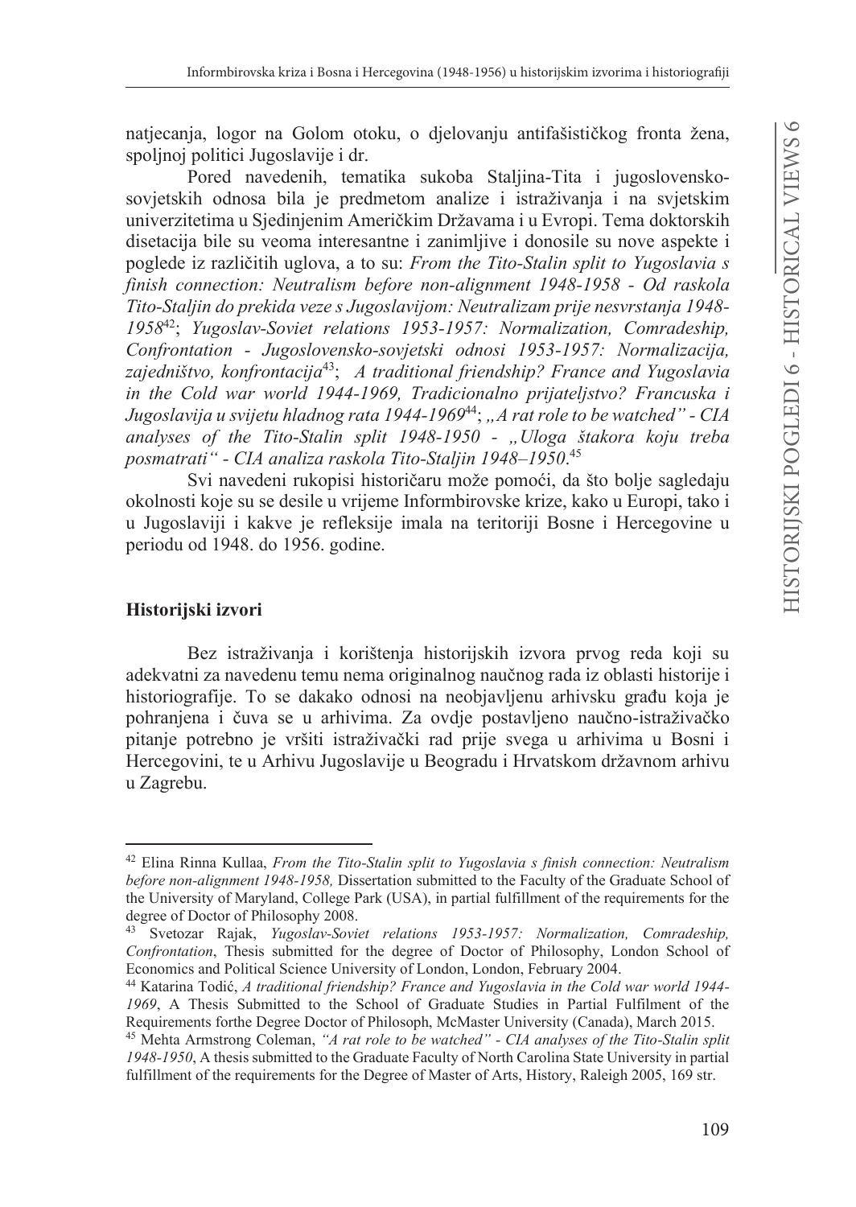natjecanja, logor na Golom otoku, o djelovanju antifašističkog fronta žena, spoljnoj politici Jugoslavije i dr.

Pored navedenih, tematika sukoba Staljina-Tita i jugoslovensko-sovjetskih odnosa bila je predmetom analize i istraživanja i na svjetskim univerzitetima u Sjedinjenim Američkim Državama i u Evropi. Tema doktorskih disetacija bile su veoma interesantne i zanimljive i donosile su nove aspekte i poglede iz različitih uglova, a to su: *From the Tito-Stalin split to Yugoslavia s finish connection: Neutralism before non-alignment 1948-1958 - Od raskola Tito-Staljin do prekida veze s Jugoslavijom: Neutralizam prije nesvrstanja 1948-1958*[42]; *Yugoslav-Soviet relations 1953-1957: Normalization, Comradeship, Confrontation - Jugoslovensko-sovjetski odnosi 1953-1957: Normalizacija, zajedništvo, konfrontacija*[43]; *A traditional friendship? France and Yugoslavia in the Cold war world 1944-1969, Tradicionalno prijateljstvo? Francuska i Jugoslavija u svijetu hladnog rata 1944-1969*[44]; *„A rat role to be watched" - CIA analyses of the Tito-Stalin split 1948-1950 - „Uloga štakora koju treba posmatrati" - CIA analiza raskola Tito-Staljin 1948–1950*.[45]

Svi navedeni rukopisi historičaru može pomoći, da što bolje sagledaju okolnosti koje su se desile u vrijeme Informbirovske krize, kako u Europi, tako i u Jugoslaviji i kakve je refleksije imala na teritoriji Bosne i Hercegovine u periodu od 1948. do 1956. godine.

## Historijski izvori

Bez istraživanja i korištenja historijskih izvora prvog reda koji su adekvatni za navedenu temu nema originalnog naučnog rada iz oblasti historije i historiografije. To se dakako odnosi na neobjavljenu arhivsku građu koja je pohranjena i čuva se u arhivima. Za ovdje postavljeno naučno-istraživačko pitanje potrebno je vršiti istraživački rad prije svega u arhivima u Bosni i Hercegovini, te u Arhivu Jugoslavije u Beogradu i Hrvatskom državnom arhivu u Zagrebu.

---

[42] Elina Rinna Kullaa, *From the Tito-Stalin split to Yugoslavia s finish connection: Neutralism before non-alignment 1948-1958,* Dissertation submitted to the Faculty of the Graduate School of the University of Maryland, College Park (USA), in partial fulfillment of the requirements for the degree of Doctor of Philosophy 2008.

[43] Svetozar Rajak, *Yugoslav-Soviet relations 1953-1957: Normalization, Comradeship, Confrontation*, Thesis submitted for the degree of Doctor of Philosophy, London School of Economics and Political Science University of London, London, February 2004.

[44] Katarina Todić, *A traditional friendship? France and Yugoslavia in the Cold war world 1944-1969*, A Thesis Submitted to the School of Graduate Studies in Partial Fulfilment of the Requirements forthe Degree Doctor of Philosoph, McMaster University (Canada), March 2015.

[45] Mehta Armstrong Coleman, *"A rat role to be watched" - CIA analyses of the Tito-Stalin split 1948-1950*, A thesis submitted to the Graduate Faculty of North Carolina State University in partial fulfillment of the requirements for the Degree of Master of Arts, History, Raleigh 2005, 169 str.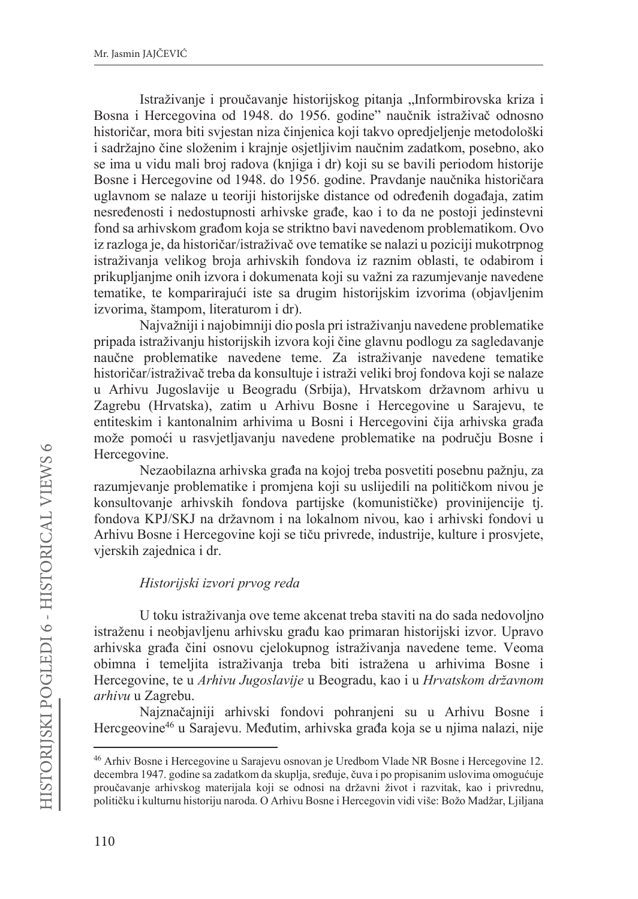Istraživanje i proučavanje historijskog pitanja „Informbirovska kriza i Bosna i Hercegovina od 1948. do 1956. godine" naučnik istraživač odnosno historičar, mora biti svjestan niza činjenica koji takvo opredjeljenje metodološki i sadržajno čine složenim i krajnje osjetljivim naučnim zadatkom, posebno, ako se ima u vidu mali broj radova (knjiga i dr) koji su se bavili periodom historije Bosne i Hercegovine od 1948. do 1956. godine. Pravdanje naučnika historičara uglavnom se nalaze u teoriji historijske distance od određenih događaja, zatim nesređenosti i nedostupnosti arhivske građe, kao i to da ne postoji jedinstevni fond sa arhivskom građom koja se striktno bavi navedenom problematikom. Ovo iz razloga je, da historičar/istraživač ove tematike se nalazi u poziciji mukotrpnog istraživanja velikog broja arhivskih fondova iz raznim oblasti, te odabirom i prikupljanjme onih izvora i dokumenata koji su važni za razumjevanje navedene tematike, te komparirajući iste sa drugim historijskim izvorima (objavljenim izvorima, štampom, literaturom i dr).

Najvažniji i najobimniji dio posla pri istraživanju navedene problematike pripada istraživanju historijskih izvora koji čine glavnu podlogu za sagledavanje naučne problematike navedene teme. Za istraživanje navedene tematike historičar/istraživač treba da konsultuje i istraži veliki broj fondova koji se nalaze u Arhivu Jugoslavije u Beogradu (Srbija), Hrvatskom državnom arhivu u Zagrebu (Hrvatska), zatim u Arhivu Bosne i Hercegovine u Sarajevu, te entiteskim i kantonalnim arhivima u Bosni i Hercegovini čija arhivska građa može pomoći u rasvjetljavanju navedene problematike na području Bosne i Hercegovine.

Nezaobilazna arhivska građa na kojoj treba posvetiti posebnu pažnju, za razumjevanje problematike i promjena koji su uslijedili na političkom nivou je konsultovanje arhivskih fondova partijske (komunističke) provinijencije tj. fondova KPJ/SKJ na državnom i na lokalnom nivou, kao i arhivski fondovi u Arhivu Bosne i Hercegovine koji se tiču privrede, industrije, kulture i prosvjete, vjerskih zajednica i dr.

*Historijski izvori prvog reda*

U toku istraživanja ove teme akcenat treba staviti na do sada nedovoljno istraženu i neobjavljenu arhivsku građu kao primaran historijski izvor. Upravo arhivska građa čini osnovu cjelokupnog istraživanja navedene teme. Veoma obimna i temeljita istraživanja treba biti istražena u arhivima Bosne i Hercegovine, te u *Arhivu Jugoslavije* u Beogradu, kao i u *Hrvatskom državnom arhivu* u Zagrebu.

Najznačajniji arhivski fondovi pohranjeni su u Arhivu Bosne i Hercgeovine[46] u Sarajevu. Međutim, arhivska građa koja se u njima nalazi, nije

---

[46] Arhiv Bosne i Hercegovine u Sarajevu osnovan je Uredbom Vlade NR Bosne i Hercegovine 12. decembra 1947. godine sa zadatkom da skuplja, sređuje, čuva i po propisanim uslovima omogućuje proučavanje arhivskog materijala koji se odnosi na državni život i razvitak, kao i privrednu, političku i kulturnu historiju naroda. O Arhivu Bosne i Hercegovin vidi više: Božo Madžar, Ljiljana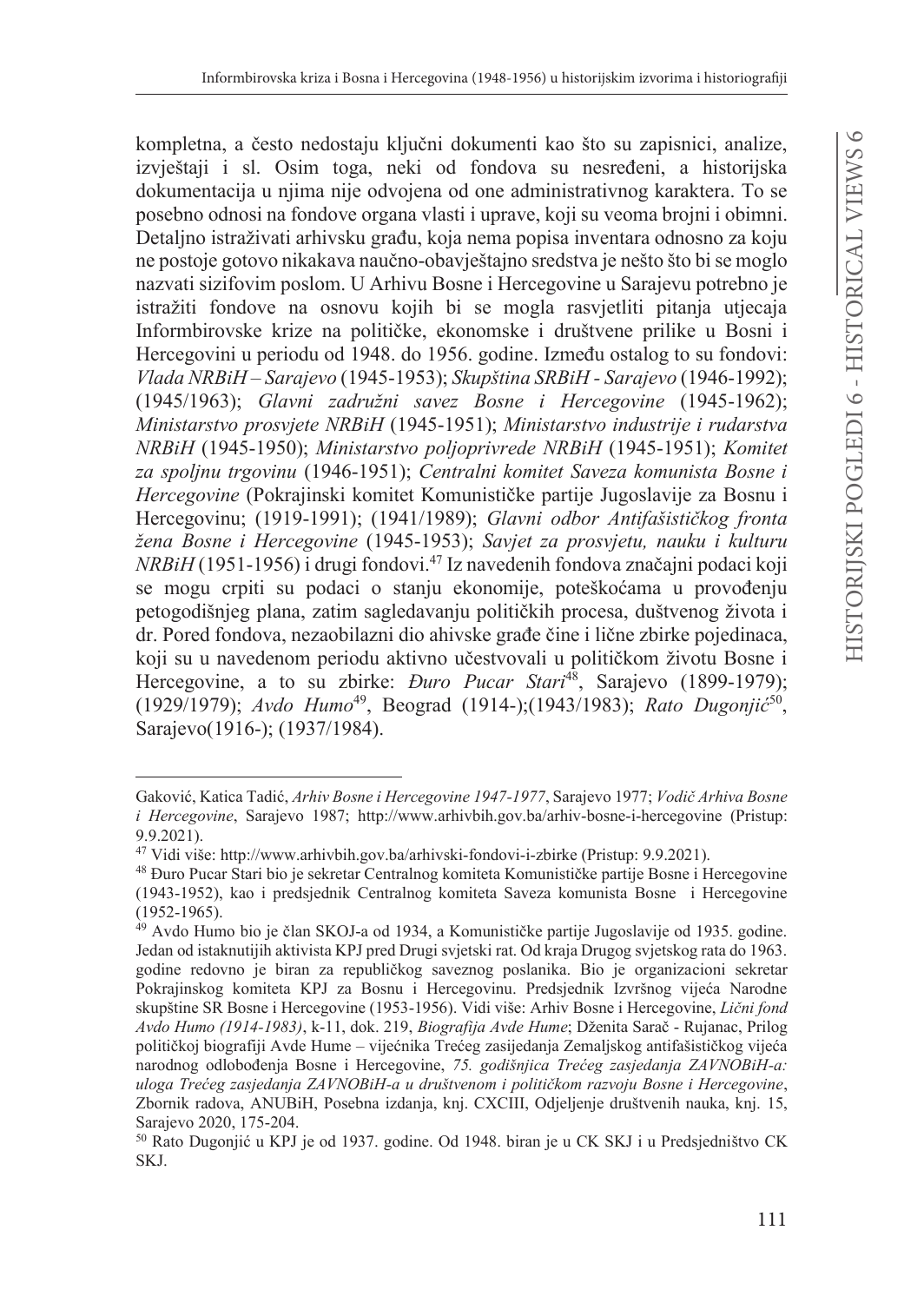kompletna, a često nedostaju ključni dokumenti kao što su zapisnici, analize, izvještaji i sl. Osim toga, neki od fondova su nesređeni, a historijska dokumentacija u njima nije odvojena od one administrativnog karaktera. To se posebno odnosi na fondove organa vlasti i uprave, koji su veoma brojni i obimni. Detaljno istraživati arhivsku građu, koja nema popisa inventara odnosno za koju ne postoje gotovo nikakava naučno-obavještajno sredstva je nešto što bi se moglo nazvati sizifovim poslom. U Arhivu Bosne i Hercegovine u Sarajevu potrebno je istražiti fondove na osnovu kojih bi se mogla rasvjetliti pitanja utjecaja Informbirovske krize na političke, ekonomske i društvene prilike u Bosni i Hercegovini u periodu od 1948. do 1956. godine. Između ostalog to su fondovi: *Vlada NRBiH – Sarajevo* (1945-1953); *Skupština SRBiH - Sarajevo* (1946-1992); (1945/1963); *Glavni zadružni savez Bosne i Hercegovine* (1945-1962); *Ministarstvo prosvjete NRBiH* (1945-1951); *Ministarstvo industrije i rudarstva NRBiH* (1945-1950); *Ministarstvo poljoprivrede NRBiH* (1945-1951); *Komitet za spoljnu trgovinu* (1946-1951); *Centralni komitet Saveza komunista Bosne i Hercegovine* (Pokrajinski komitet Komunističke partije Jugoslavije za Bosnu i Hercegovinu; (1919-1991); (1941/1989); *Glavni odbor Antifašističkog fronta žena Bosne i Hercegovine* (1945-1953); *Savjet za prosvjetu, nauku i kulturu NRBiH* (1951-1956) i drugi fondovi.[47] Iz navedenih fondova značajni podaci koji se mogu crpiti su podaci o stanju ekonomije, poteškoćama u provođenju petogodišnjeg plana, zatim sagledavanju političkih procesa, duštvenog života i dr. Pored fondova, nezaobilazni dio ahivske građe čine i lične zbirke pojedinaca, koji su u navedenom periodu aktivno učestvovali u političkom životu Bosne i Hercegovine, a to su zbirke: *Đuro Pucar Stari*[48], Sarajevo (1899-1979); (1929/1979); *Avdo Humo*[49], Beograd (1914-);(1943/1983); *Rato Dugonjić*[50], Sarajevo(1916-); (1937/1984).

---

Gaković, Katica Tadić, *Arhiv Bosne i Hercegovine 1947-1977*, Sarajevo 1977; *Vodič Arhiva Bosne i Hercegovine*, Sarajevo 1987; http://www.arhivbih.gov.ba/arhiv-bosne-i-hercegovine (Pristup: 9.9.2021).

[47] Vidi više: http://www.arhivbih.gov.ba/arhivski-fondovi-i-zbirke (Pristup: 9.9.2021).

[48] Đuro Pucar Stari bio je sekretar Centralnog komiteta Komunističke partije Bosne i Hercegovine (1943-1952), kao i predsjednik Centralnog komiteta Saveza komunista Bosne i Hercegovine (1952-1965).

[49] Avdo Humo bio je član SKOJ-a od 1934, a Komunističke partije Jugoslavije od 1935. godine. Jedan od istaknutijih aktivista KPJ pred Drugi svjetski rat. Od kraja Drugog svjetskog rata do 1963. godine redovno je biran za republičkog saveznog poslanika. Bio je organizacioni sekretar Pokrajinskog komiteta KPJ za Bosnu i Hercegovinu. Predsjednik Izvršnog vijeća Narodne skupštine SR Bosne i Hercegovine (1953-1956). Vidi više: Arhiv Bosne i Hercegovine, *Lični fond Avdo Humo (1914-1983)*, k-11, dok. 219, *Biografija Avde Hume*; Dženita Sarač - Rujanac, Prilog političkoj biografiji Avde Hume – vijećnika Trećeg zasijedanja Zemaljskog antifašističkog vijeća narodnog odlobođenja Bosne i Hercegovine, *75. godišnjica Trećeg zasijedanja ZAVNOBiH-a: uloga Trećeg zasijedanja ZAVNOBiH-a u društvenom i političkom razvoju Bosne i Hercegovine*, Zbornik radova, ANUBiH, Posebna izdanja, knj. CXCIII, Odjeljenje društvenih nauka, knj. 15, Sarajevo 2020, 175-204.

[50] Rato Dugonjić u KPJ je od 1937. godine. Od 1948. biran je u CK SKJ i u Predsjedništvo CK SKJ.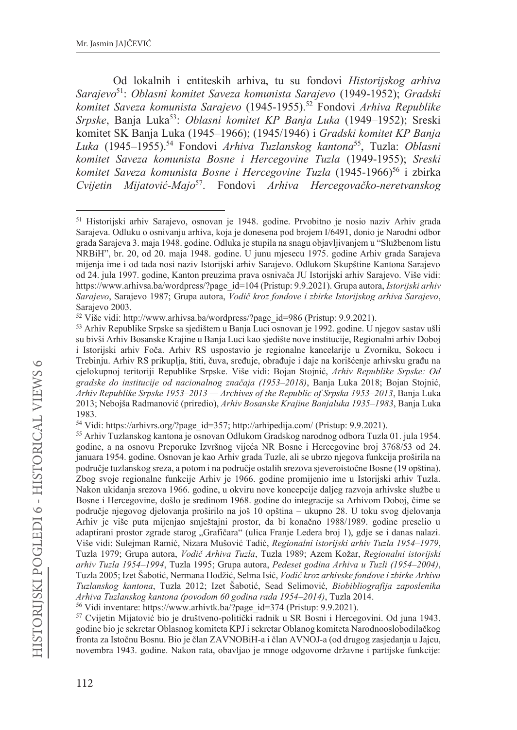Od lokalnih i entiteskih arhiva, tu su fondovi *Historijskog arhiva Sarajevo*[51]: *Oblasni komitet Saveza komunista Sarajevo* (1949-1952); *Gradski komitet Saveza komunista Sarajevo* (1945-1955).[52] Fondovi *Arhiva Republike Srpske*, Banja Luka[53]: *Oblasni komitet KP Banja Luka* (1949–1952); Sreski komitet SK Banja Luka (1945–1966); (1945/1946) i *Gradski komitet KP Banja Luka* (1945–1955).[54] Fondovi *Arhiva Tuzlanskog kantona*[55], Tuzla: *Oblasni komitet Saveza komunista Bosne i Hercegovine Tuzla* (1949-1955); *Sreski komitet Saveza komunista Bosne i Hercegovine Tuzla* (1945-1966)[56] i zbirka *Cvijetin Mijatović-Majo*[57]. Fondovi *Arhiva Hercegovačko-neretvanskog*

---

[51] Historijski arhiv Sarajevo, osnovan je 1948. godine. Prvobitno je nosio naziv Arhiv grada Sarajeva. Odluku o osnivanju arhiva, koja je donesena pod brojem I/6491, donio je Narodni odbor grada Sarajeva 3. maja 1948. godine. Odluka je stupila na snagu objavljivanjem u "Službenom listu NRBiH", br. 20, od 20. maja 1948. godine. U junu mjesecu 1975. godine Arhiv grada Sarajeva mijenja ime i od tada nosi naziv Istorijski arhiv Sarajevo. Odlukom Skupštine Kantona Sarajevo od 24. jula 1997. godine, Kanton preuzima prava osnivača JU Istorijski arhiv Sarajevo. Više vidi: https://www.arhivsa.ba/wordpress/?page_id=104 (Pristup: 9.9.2021). Grupa autora, *Istorijski arhiv Sarajevo*, Sarajevo 1987; Grupa autora, *Vodič kroz fondove i zbirke Istorijskog arhiva Sarajevo*, Sarajevo 2003.

[52] Više vidi: http://www.arhivsa.ba/wordpress/?page_id=986 (Pristup: 9.9.2021).

[53] Arhiv Republike Srpske sa sjedištem u Banja Luci osnovan je 1992. godine. U njegov sastav ušli su bivši Arhiv Bosanske Krajine u Banja Luci kao sjedište nove institucije, Regionalni arhiv Doboj i Istorijski arhiv Foča. Arhiv RS uspostavio je regionalne kancelarije u Zvorniku, Sokocu i Trebinju. Arhiv RS prikuplja, štiti, čuva, sređuje, obrađuje i daje na korišćenje arhivsku građu na cjelokupnoj teritoriji Republike Srpske. Više vidi: Bojan Stojnić, *Arhiv Republike Srpske: Od gradske do institucije od nacionalnog značaja (1953–2018)*, Banja Luka 2018; Bojan Stojnić, *Arhiv Republike Srpske 1953–2013 — Archives of the Republic of Srpska 1953–2013*, Banja Luka 2013; Nebojša Radmanović (priredio), *Arhiv Bosanske Krajine Banjaluka 1935–1983*, Banja Luka 1983.

[54] Vidi: https://arhivrs.org/?page_id=357; http://arhipedija.com/ (Pristup: 9.9.2021).

[55] Arhiv Tuzlanskog kantona je osnovan Odlukom Gradskog narodnog odbora Tuzla 01. jula 1954. godine, a na osnovu Preporuke Izvršnog vijeća NR Bosne i Hercegovine broj 3768/53 od 24. januara 1954. godine. Osnovan je kao Arhiv grada Tuzle, ali se ubrzo njegova funkcija proširila na područje tuzlanskog sreza, a potom i na područje ostalih srezova sjeveroistočne Bosne (19 opština). Zbog svoje regionalne funkcije Arhiv je 1966. godine promijenio ime u Istorijski arhiv Tuzla. Nakon ukidanja srezova 1966. godine, u okviru nove koncepcije daljeg razvoja arhivske službe u Bosne i Hercegovine, došlo je sredinom 1968. godine do integracije sa Arhivom Doboj, čime se područje njegovog djelovanja proširilo na još 10 opština – ukupno 28. U toku svog djelovanja Arhiv je više puta mijenjao smještajni prostor, da bi konačno 1988/1989. godine preselio u adaptirani prostor zgrade starog „Grafičara" (ulica Franje Ledera broj 1), gdje se i danas nalazi. Više vidi: Sulejman Ramić, Nizara Mušović Tadić, *Regionalni istorijski arhiv Tuzla 1954–1979*, Tuzla 1979; Grupa autora, *Vodič Arhiva Tuzla*, Tuzla 1989; Azem Kožar, *Regionalni istorijski arhiv Tuzla 1954–1994*, Tuzla 1995; Grupa autora, *Pedeset godina Arhiva u Tuzli (1954–2004)*, Tuzla 2005; Izet Šabotić, Nermana Hodžić, Selma Isić, *Vodič kroz arhivske fondove i zbirke Arhiva Tuzlanskog kantona*, Tuzla 2012; Izet Šabotić, Sead Selimović, *Biobibliografija zaposlenika Arhiva Tuzlanskog kantona (povodom 60 godina rada 1954–2014)*, Tuzla 2014.

[56] Vidi inventare: https://www.arhivtk.ba/?page_id=374 (Pristup: 9.9.2021).

[57] Cvijetin Mijatović bio je društveno-politički radnik u SR Bosni i Hercegovini. Od juna 1943. godine bio je sekretar Oblasnog komiteta KPJ i sekretar Oblanog komiteta Narodnooslobodilačkog fronta za Istočnu Bosnu. Bio je član ZAVNOBiH-a i član AVNOJ-a (od drugog zasjedanja u Jajcu, novembra 1943. godine. Nakon rata, obavljao je mnoge odgovorne državne i partijske funkcije: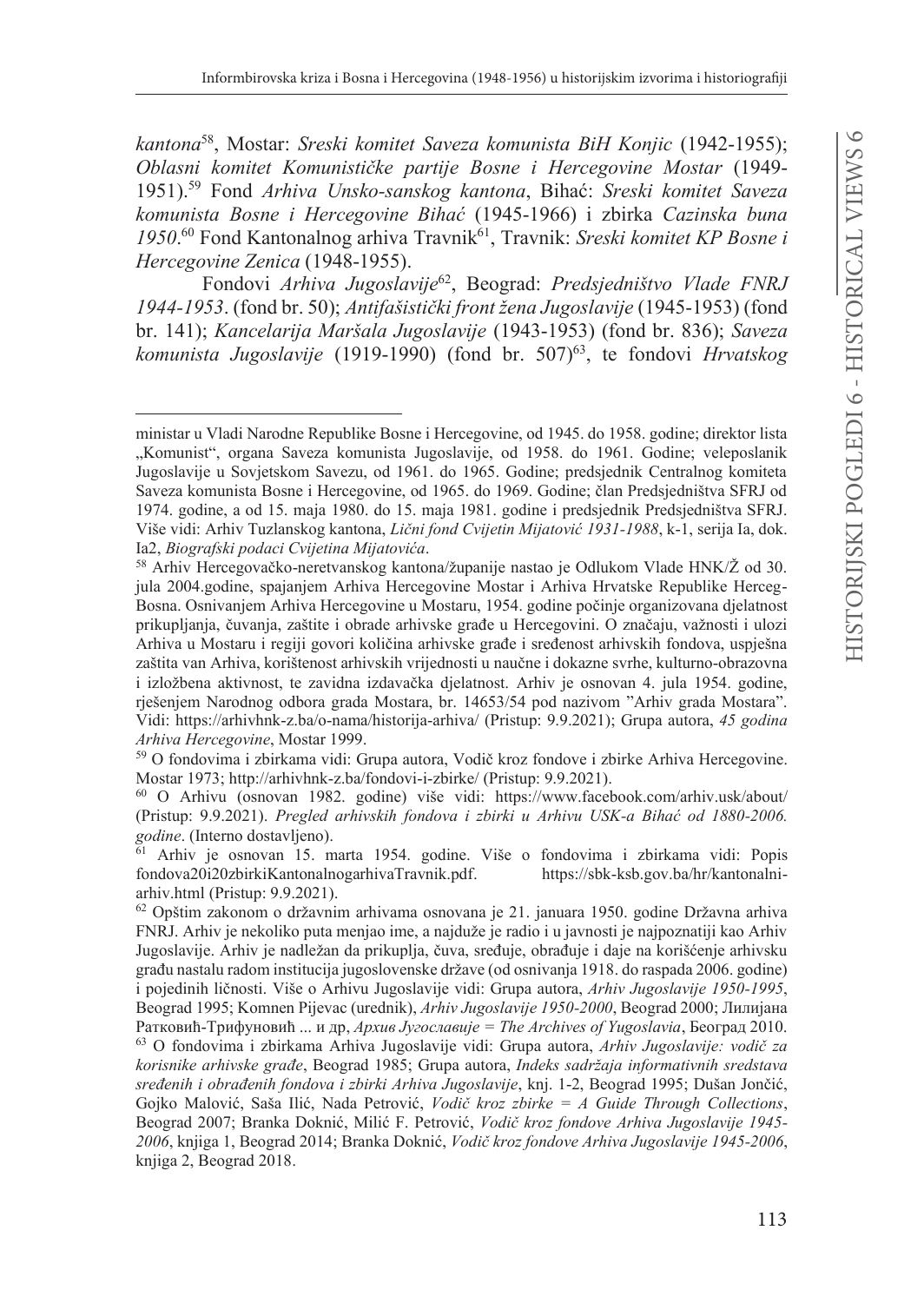*kantona*[58], Mostar: *Sreski komitet Saveza komunista BiH Konjic* (1942-1955); *Oblasni komitet Komunističke partije Bosne i Hercegovine Mostar* (1949-1951).[59] Fond *Arhiva Unsko-sanskog kantona*, Bihać: *Sreski komitet Saveza komunista Bosne i Hercegovine Bihać* (1945-1966) i zbirka *Cazinska buna 1950*.[60] Fond Kantonalnog arhiva Travnik[61], Travnik: *Sreski komitet KP Bosne i Hercegovine Zenica* (1948-1955).

Fondovi *Arhiva Jugoslavije*[62], Beograd: *Predsjedništvo Vlade FNRJ 1944-1953*. (fond br. 50); *Antifašistički front žena Jugoslavije* (1945-1953) (fond br. 141); *Kancelarija Maršala Jugoslavije* (1943-1953) (fond br. 836); *Saveza komunista Jugoslavije* (1919-1990) (fond br. 507)[63], te fondovi *Hrvatskog*

---

ministar u Vladi Narodne Republike Bosne i Hercegovine, od 1945. do 1958. godine; direktor lista „Komunist", organa Saveza komunista Jugoslavije, od 1958. do 1961. Godine; veleposlanik Jugoslavije u Sovjetskom Savezu, od 1961. do 1965. Godine; predsjednik Centralnog komiteta Saveza komunista Bosne i Hercegovine, od 1965. do 1969. Godine; član Predsjedništva SFRJ od 1974. godine, a od 15. maja 1980. do 15. maja 1981. godine i predsjednik Predsjedništva SFRJ. Više vidi: Arhiv Tuzlanskog kantona, *Lični fond Cvijetin Mijatović 1931-1988*, k-1, serija Ia, dok. Ia2, *Biografski podaci Cvijetina Mijatovića*.

[58] Arhiv Hercegovačko-neretvanskog kantona/županije nastao je Odlukom Vlade HNK/Ž od 30. jula 2004.godine, spajanjem Arhiva Hercegovine Mostar i Arhiva Hrvatske Republike Herceg-Bosna. Osnivanjem Arhiva Hercegovine u Mostaru, 1954. godine počinje organizovana djelatnost prikupljanja, čuvanja, zaštite i obrade arhivske građe u Hercegovini. O značaju, važnosti i ulozi Arhiva u Mostaru i regiji govori količina arhivske građe i sređenost arhivskih fondova, uspješna zaštita van Arhiva, korištenost arhivskih vrijednosti u naučne i dokazne svrhe, kulturno-obrazovna i izložbena aktivnost, te zavidna izdavačka djelatnost. Arhiv je osnovan 4. jula 1954. godine, rješenjem Narodnog odbora grada Mostara, br. 14653/54 pod nazivom "Arhiv grada Mostara". Vidi: https://arhivhnk-z.ba/o-nama/historija-arhiva/ (Pristup: 9.9.2021); Grupa autora, *45 godina Arhiva Hercegovine*, Mostar 1999.

[59] O fondovima i zbirkama vidi: Grupa autora, Vodič kroz fondove i zbirke Arhiva Hercegovine. Mostar 1973; http://arhivhnk-z.ba/fondovi-i-zbirke/ (Pristup: 9.9.2021).

[60] O Arhivu (osnovan 1982. godine) više vidi: https://www.facebook.com/arhiv.usk/about/ (Pristup: 9.9.2021). *Pregled arhivskih fondova i zbirki u Arhivu USK-a Bihać od 1880-2006. godine*. (Interno dostavljeno).

[61] Arhiv je osnovan 15. marta 1954. godine. Više o fondovima i zbirkama vidi: Popis fondova20i20zbirkiKantonalnogarhivaTravnik.pdf. https://sbk-ksb.gov.ba/hr/kantonalni-arhiv.html (Pristup: 9.9.2021).

[62] Opštim zakonom o državnim arhivama osnovana je 21. januara 1950. godine Državna arhiva FNRJ. Arhiv je nekoliko puta menjao ime, a najduže je radio i u javnosti je najpoznatiji kao Arhiv Jugoslavije. Arhiv je nadležan da prikuplja, čuva, sređuje, obrađuje i daje na korišćenje arhivsku građu nastalu radom institucija jugoslovenske države (od osnivanja 1918. do raspada 2006. godine) i pojedinih ličnosti. Više o Arhivu Jugoslavije vidi: Grupa autora, *Arhiv Jugoslavije 1950-1995*, Beograd 1995; Komnen Pijevac (urednik), *Arhiv Jugoslavije 1950-2000*, Beograd 2000; Лилијана Ратковић-Трифуновић ... и др, *Архив Југославије = The Archives of Yugoslavia*, Београд 2010.

[63] O fondovima i zbirkama Arhiva Jugoslavije vidi: Grupa autora, *Arhiv Jugoslavije: vodič za korisnike arhivske građe*, Beograd 1985; Grupa autora, *Indeks sadržaja informativnih sredstava sređenih i obrađenih fondova i zbirki Arhiva Jugoslavije*, knj. 1-2, Beograd 1995; Dušan Jončić, Gojko Malović, Saša Ilić, Nada Petrović, *Vodič kroz zbirke = A Guide Through Collections*, Beograd 2007; Branka Doknić, Milić F. Petrović, *Vodič kroz fondove Arhiva Jugoslavije 1945-2006*, knjiga 1, Beograd 2014; Branka Doknić, *Vodič kroz fondove Arhiva Jugoslavije 1945-2006*, knjiga 2, Beograd 2018.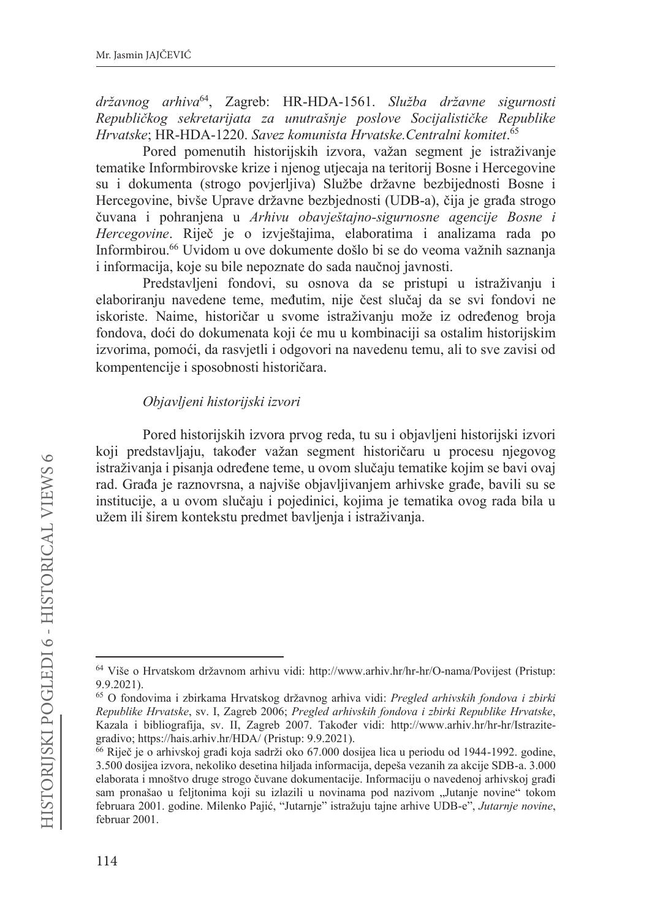*državnog arhiva*[64], Zagreb: HR-HDA-1561. *Služba državne sigurnosti Republičkog sekretarijata za unutrašnje poslove Socijalističke Republike Hrvatske*; HR-HDA-1220. *Savez komunista Hrvatske.Centralni komitet*.[65]

Pored pomenutih historijskih izvora, važan segment je istraživanje tematike Informbirovske krize i njenog utjecaja na teritorij Bosne i Hercegovine su i dokumenta (strogo povjerljiva) Službe državne bezbijednosti Bosne i Hercegovine, bivše Uprave državne bezbjednosti (UDB-a), čija je građa strogo čuvana i pohranjena u *Arhivu obavještajno-sigurnosne agencije Bosne i Hercegovine*. Riječ je o izvještajima, elaboratima i analizama rada po Informbirou.[66] Uvidom u ove dokumente došlo bi se do veoma važnih saznanja i informacija, koje su bile nepoznate do sada naučnoj javnosti.

Predstavljeni fondovi, su osnova da se pristupi u istraživanju i elaboriranju navedene teme, međutim, nije čest slučaj da se svi fondovi ne iskoriste. Naime, historičar u svome istraživanju može iz određenog broja fondova, doći do dokumenata koji će mu u kombinaciji sa ostalim historijskim izvorima, pomoći, da rasvjetli i odgovori na navedenu temu, ali to sve zavisi od kompentencije i sposobnosti historičara.

*Objavljeni historijski izvori*

Pored historijskih izvora prvog reda, tu su i objavljeni historijski izvori koji predstavljaju, također važan segment historičaru u procesu njegovog istraživanja i pisanja određene teme, u ovom slučaju tematike kojim se bavi ovaj rad. Građa je raznovrsna, a najviše objavljivanjem arhivske građe, bavili su se institucije, a u ovom slučaju i pojedinici, kojima je tematika ovog rada bila u užem ili širem kontekstu predmet bavljenja i istraživanja.

---

[64] Više o Hrvatskom državnom arhivu vidi: http://www.arhiv.hr/hr-hr/O-nama/Povijest (Pristup: 9.9.2021).

[65] O fondovima i zbirkama Hrvatskog državnog arhiva vidi: *Pregled arhivskih fondova i zbirki Republike Hrvatske*, sv. I, Zagreb 2006; *Pregled arhivskih fondova i zbirki Republike Hrvatske*, Kazala i bibliografija, sv. II, Zagreb 2007. Također vidi: http://www.arhiv.hr/hr-hr/Istrazite-gradivo; https://hais.arhiv.hr/HDA/ (Pristup: 9.9.2021).

[66] Riječ je o arhivskoj građi koja sadrži oko 67.000 dosijea lica u periodu od 1944-1992. godine, 3.500 dosijea izvora, nekoliko desetina hiljada informacija, depeša vezanih za akcije SDB-a. 3.000 elaborata i mnoštvo druge strogo čuvane dokumentacije. Informaciju o navedenoj arhivskoj građi sam pronašao u feljtonima koji su izlazili u novinama pod nazivom „Jutanje novine" tokom februara 2001. godine. Milenko Pajić, "Jutarnje" istražuju tajne arhive UDB-e", *Jutarnje novine*, februar 2001.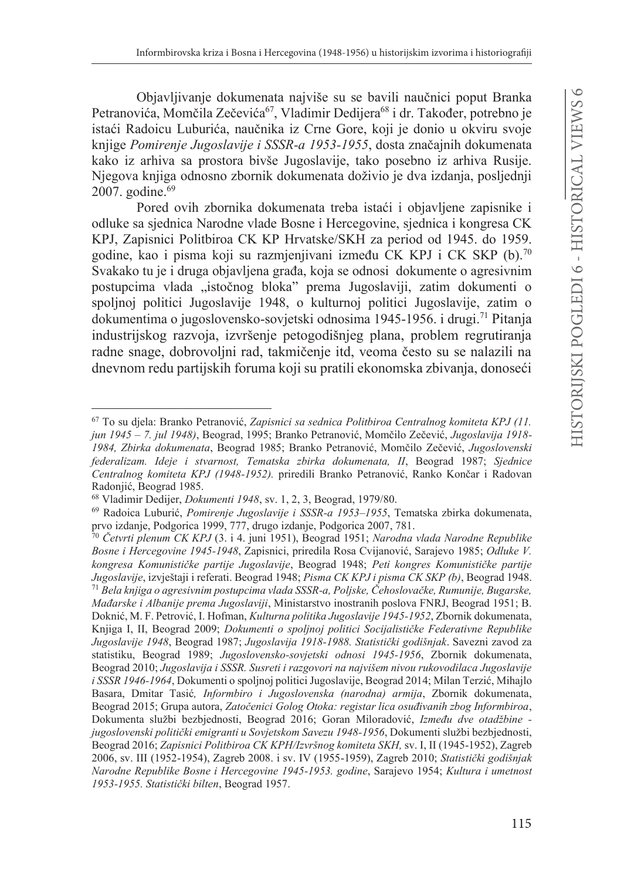Objavljivanje dokumenata najviše su se bavili naučnici poput Branka Petranovića, Momčila Zečevića[67], Vladimir Dedijera[68] i dr. Također, potrebno je istaći Radoicu Luburića, naučnika iz Crne Gore, koji je donio u okviru svoje knjige *Pomirenje Jugoslavije i SSSR-a 1953-1955*, dosta značajnih dokumenata kako iz arhiva sa prostora bivše Jugoslavije, tako posebno iz arhiva Rusije. Njegova knjiga odnosno zbornik dokumenata doživio je dva izdanja, posljednji 2007. godine.[69]

Pored ovih zbornika dokumenata treba istaći i objavljene zapisnike i odluke sa sjednica Narodne vlade Bosne i Hercegovine, sjednica i kongresa CK KPJ, Zapisnici Politbiroa CK KP Hrvatske/SKH za period od 1945. do 1959. godine, kao i pisma koji su razmjenjivani između CK KPJ i CK SKP (b).[70] Svakako tu je i druga objavljena građa, koja se odnosi dokumente o agresivnim postupcima vlada „istočnog bloka" prema Jugoslaviji, zatim dokumenti o spoljnoj politici Jugoslavije 1948, o kulturnoj politici Jugoslavije, zatim o dokumentima o jugoslovensko-sovjetski odnosima 1945-1956. i drugi.[71] Pitanja industrijskog razvoja, izvršenje petogodišnjeg plana, problem regrutiranja radne snage, dobrovoljni rad, takmičenje itd, veoma često su se nalazili na dnevnom redu partijskih foruma koji su pratili ekonomska zbivanja, donoseći

---

[67] To su djela: Branko Petranović, *Zapisnici sa sednica Politbiroa Centralnog komiteta KPJ (11. jun 1945 – 7. jul 1948)*, Beograd, 1995; Branko Petranović, Momčilo Zečević, *Jugoslavija 1918-1984, Zbirka dokumenata*, Beograd 1985; Branko Petranović, Momčilo Zečević, *Jugoslovenski federalizam. Ideje i stvarnost, Tematska zbirka dokumenata, II*, Beograd 1987; *Sjednice Centralnog komiteta KPJ (1948-1952).* priredili Branko Petranović, Ranko Končar i Radovan Radonjić, Beograd 1985.

[68] Vladimir Dedijer, *Dokumenti 1948*, sv. 1, 2, 3, Beograd, 1979/80.

[69] Radoica Luburić, *Pomirenje Jugoslavije i SSSR-a 1953–1955*, Tematska zbirka dokumenata, prvo izdanje, Podgorica 1999, 777, drugo izdanje, Podgorica 2007, 781.

[70] *Četvrti plenum CK KPJ* (3. i 4. juni 1951), Beograd 1951; *Narodna vlada Narodne Republike Bosne i Hercegovine 1945-1948*, Zapisnici, priredila Rosa Cvijanović, Sarajevo 1985; *Odluke V. kongresa Komunističke partije Jugoslavije*, Beograd 1948; *Peti kongres Komunističke partije Jugoslavije*, izvještaji i referati. Beograd 1948; *Pisma CK KPJ i pisma CK SKP (b)*, Beograd 1948.

[71] *Bela knjiga o agresivnim postupcima vlada SSSR-a, Poljske, Čehoslovačke, Rumunije, Bugarske, Mađarske i Albanije prema Jugoslaviji*, Ministarstvo inostranih poslova FNRJ, Beograd 1951; B. Doknić, M. F. Petrović, I. Hofman, *Kulturna politika Jugoslavije 1945-1952*, Zbornik dokumenata, Knjiga I, II, Beograd 2009; *Dokumenti o spoljnoj politici Socijalističke Federativne Republike Jugoslavije 1948*, Beograd 1987; *Jugoslavija 1918-1988. Statistički godišnjak*. Savezni zavod za statistiku, Beograd 1989; *Jugoslovensko-sovjetski odnosi 1945-1956*, Zbornik dokumenata, Beograd 2010; *Jugoslavija i SSSR. Susreti i razgovori na najvišem nivou rukovodilaca Jugoslavije i SSSR 1946-1964*, Dokumenti o spoljnoj politici Jugoslavije, Beograd 2014; Milan Terzić, Mihajlo Basara, Dmitar Tasić, *Informbiro i Jugoslovenska (narodna) armija*, Zbornik dokumenata, Beograd 2015; Grupa autora, *Zatočenici Golog Otoka: registar lica osuđivanih zbog Informbiroa*, Dokumenta službi bezbjednosti, Beograd 2016; Goran Miloradović, *Između dve otadžbine - jugoslovenski politički emigranti u Sovjetskom Savezu 1948-1956*, Dokumenti službi bezbjednosti, Beograd 2016; *Zapisnici Politbiroa CK KPH/Izvršnog komiteta SKH,* sv. I, II (1945-1952), Zagreb 2006, sv. III (1952-1954), Zagreb 2008. i sv. IV (1955-1959), Zagreb 2010; *Statistički godišnjak Narodne Republike Bosne i Hercegovine 1945-1953. godine*, Sarajevo 1954; *Kultura i umetnost 1953-1955. Statistički bilten*, Beograd 1957.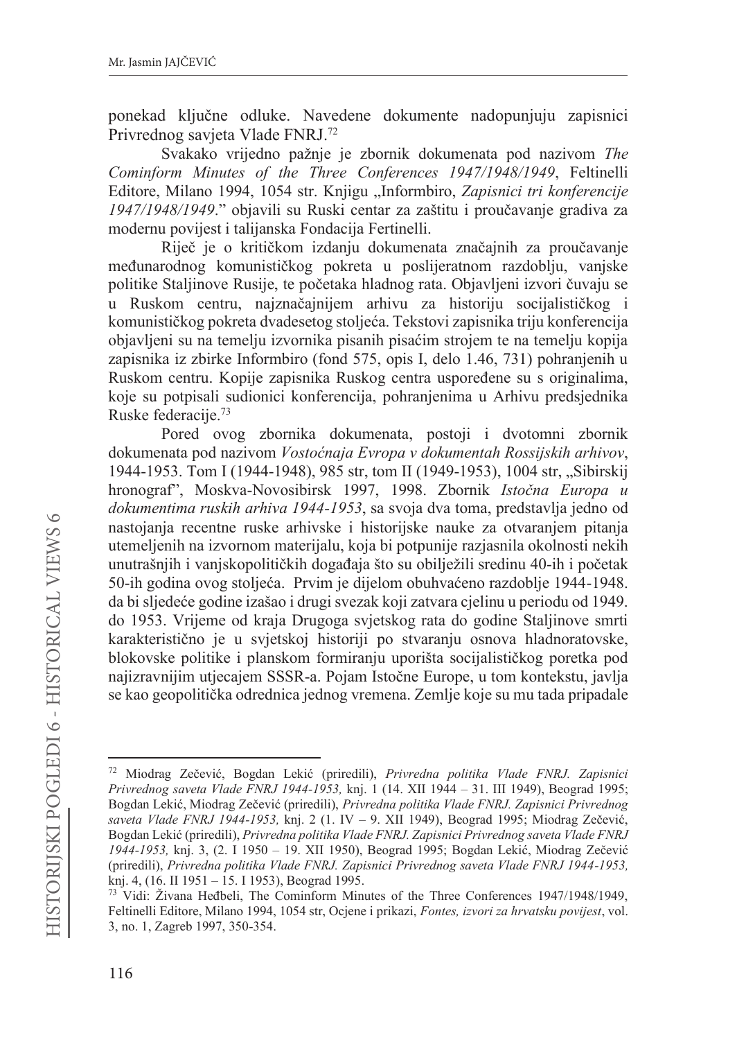ponekad ključne odluke. Navedene dokumente nadopunjuju zapisnici Privrednog savjeta Vlade FNRJ.[72]

Svakako vrijedno pažnje je zbornik dokumenata pod nazivom *The Cominform Minutes of the Three Conferences 1947/1948/1949*, Feltinelli Editore, Milano 1994, 1054 str. Knjigu „Informbiro, *Zapisnici tri konferencije 1947/1948/1949*." objavili su Ruski centar za zaštitu i proučavanje gradiva za modernu povijest i talijanska Fondacija Fertinelli.

Riječ je o kritičkom izdanju dokumenata značajnih za proučavanje međunarodnog komunističkog pokreta u poslijeratnom razdoblju, vanjske politike Staljinove Rusije, te početaka hladnog rata. Objavljeni izvori čuvaju se u Ruskom centru, najznačajnijem arhivu za historiju socijalističkog i komunističkog pokreta dvadesetog stoljeća. Tekstovi zapisnika triju konferencija objavljeni su na temelju izvornika pisanih pisaćim strojem te na temelju kopija zapisnika iz zbirke Informbiro (fond 575, opis I, delo 1.46, 731) pohranjenih u Ruskom centru. Kopije zapisnika Ruskog centra uspoređene su s originalima, koje su potpisali sudionici konferencija, pohranjenima u Arhivu predsjednika Ruske federacije.[73]

Pored ovog zbornika dokumenata, postoji i dvotomni zbornik dokumenata pod nazivom *Vostoćnaja Evropa v dokumentah Rossijskih arhivov*, 1944-1953. Tom I (1944-1948), 985 str, tom II (1949-1953), 1004 str, „Sibirskij hronograf", Moskva-Novosibirsk 1997, 1998. Zbornik *Istočna Europa u dokumentima ruskih arhiva 1944-1953*, sa svoja dva toma, predstavlja jedno od nastojanja recentne ruske arhivske i historijske nauke za otvaranjem pitanja utemeljenih na izvornom materijalu, koja bi potpunije razjasnila okolnosti nekih unutrašnjih i vanjskopolitičkih događaja što su obilježili sredinu 40-ih i početak 50-ih godina ovog stoljeća. Prvim je dijelom obuhvaćeno razdoblje 1944-1948. da bi sljedeće godine izašao i drugi svezak koji zatvara cjelinu u periodu od 1949. do 1953. Vrijeme od kraja Drugoga svjetskog rata do godine Staljinove smrti karakteristično je u svjetskoj historiji po stvaranju osnova hladnoratovske, blokovske politike i planskom formiranju uporišta socijalističkog poretka pod najizravnijim utjecajem SSSR-a. Pojam Istočne Europe, u tom kontekstu, javlja se kao geopolitička odrednica jednog vremena. Zemlje koje su mu tada pripadale

---

[72] Miodrag Zečević, Bogdan Lekić (priredili), *Privredna politika Vlade FNRJ. Zapisnici Privrednog saveta Vlade FNRJ 1944-1953,* knj. 1 (14. XII 1944 – 31. III 1949), Beograd 1995; Bogdan Lekić, Miodrag Zečević (priredili), *Privredna politika Vlade FNRJ. Zapisnici Privrednog saveta Vlade FNRJ 1944-1953,* knj. 2 (1. IV – 9. XII 1949), Beograd 1995; Miodrag Zečević, Bogdan Lekić (priredili), *Privredna politika Vlade FNRJ. Zapisnici Privrednog saveta Vlade FNRJ 1944-1953,* knj. 3, (2. I 1950 – 19. XII 1950), Beograd 1995; Bogdan Lekić, Miodrag Zečević (priredili), *Privredna politika Vlade FNRJ. Zapisnici Privrednog saveta Vlade FNRJ 1944-1953,* knj. 4, (16. II 1951 – 15. I 1953), Beograd 1995.

[73] Vidi: Živana Heđbeli, The Cominform Minutes of the Three Conferences 1947/1948/1949, Feltinelli Editore, Milano 1994, 1054 str, Ocjene i prikazi, *Fontes, izvori za hrvatsku povijest*, vol. 3, no. 1, Zagreb 1997, 350-354.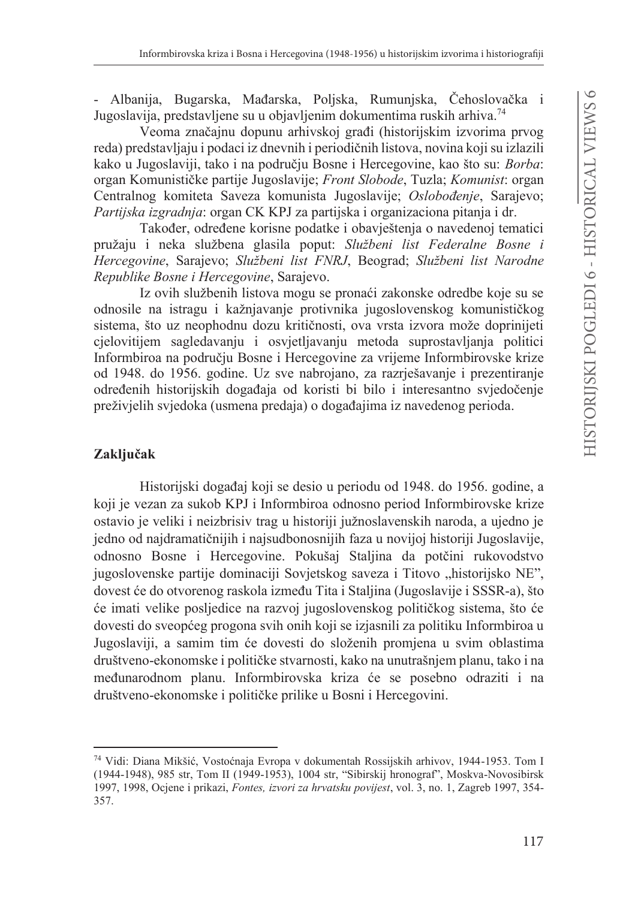- Albanija, Bugarska, Mađarska, Poljska, Rumunjska, Čehoslovačka i Jugoslavija, predstavljene su u objavljenim dokumentima ruskih arhiva.[74]

Veoma značajnu dopunu arhivskoj građi (historijskim izvorima prvog reda) predstavljaju i podaci iz dnevnih i periodičnih listova, novina koji su izlazili kako u Jugoslaviji, tako i na području Bosne i Hercegovine, kao što su: *Borba*: organ Komunističke partije Jugoslavije; *Front Slobode*, Tuzla; *Komunist*: organ Centralnog komiteta Saveza komunista Jugoslavije; *Oslobođenje*, Sarajevo; *Partijska izgradnja*: organ CK KPJ za partijska i organizaciona pitanja i dr.

Također, određene korisne podatke i obavještenja o navedenoj tematici pružaju i neka službena glasila poput: *Službeni list Federalne Bosne i Hercegovine*, Sarajevo; *Službeni list FNRJ*, Beograd; *Službeni list Narodne Republike Bosne i Hercegovine*, Sarajevo.

Iz ovih službenih listova mogu se pronaći zakonske odredbe koje su se odnosile na istragu i kažnjavanje protivnika jugoslovenskog komunističkog sistema, što uz neophodnu dozu kritičnosti, ova vrsta izvora može doprinijeti cjelovitijem sagledavanju i osvjetljavanju metoda suprostavljanja politici Informbiroa na području Bosne i Hercegovine za vrijeme Informbirovske krize od 1948. do 1956. godine. Uz sve nabrojano, za razrješavanje i prezentiranje određenih historijskih događaja od koristi bi bilo i interesantno svjedočenje preživjelih svjedoka (usmena predaja) o događajima iz navedenog perioda.

## Zaključak

Historijski događaj koji se desio u periodu od 1948. do 1956. godine, a koji je vezan za sukob KPJ i Informbiroa odnosno period Informbirovske krize ostavio je veliki i neizbrisiv trag u historiji južnoslavenskih naroda, a ujedno je jedno od najdramatičnijih i najsudbonosnijih faza u novijoj historiji Jugoslavije, odnosno Bosne i Hercegovine. Pokušaj Staljina da potčini rukovodstvo jugoslovenske partije dominaciji Sovjetskog saveza i Titovo „historijsko NE", dovest će do otvorenog raskola između Tita i Staljina (Jugoslavije i SSSR-a), što će imati velike posljedice na razvoj jugoslovenskog političkog sistema, što će dovesti do sveopćeg progona svih onih koji se izjasnili za politiku Informbiroa u Jugoslaviji, a samim tim će dovesti do složenih promjena u svim oblastima društveno-ekonomske i političke stvarnosti, kako na unutrašnjem planu, tako i na međunarodnom planu. Informbirovska kriza će se posebno odraziti i na društveno-ekonomske i političke prilike u Bosni i Hercegovini.

---

[74] Vidi: Diana Mikšić, Vostoćnaja Evropa v dokumentah Rossijskih arhivov, 1944-1953. Tom I (1944-1948), 985 str, Tom II (1949-1953), 1004 str, "Sibirskij hronograf", Moskva-Novosibirsk 1997, 1998, Ocjene i prikazi, *Fontes, izvori za hrvatsku povijest*, vol. 3, no. 1, Zagreb 1997, 354-357.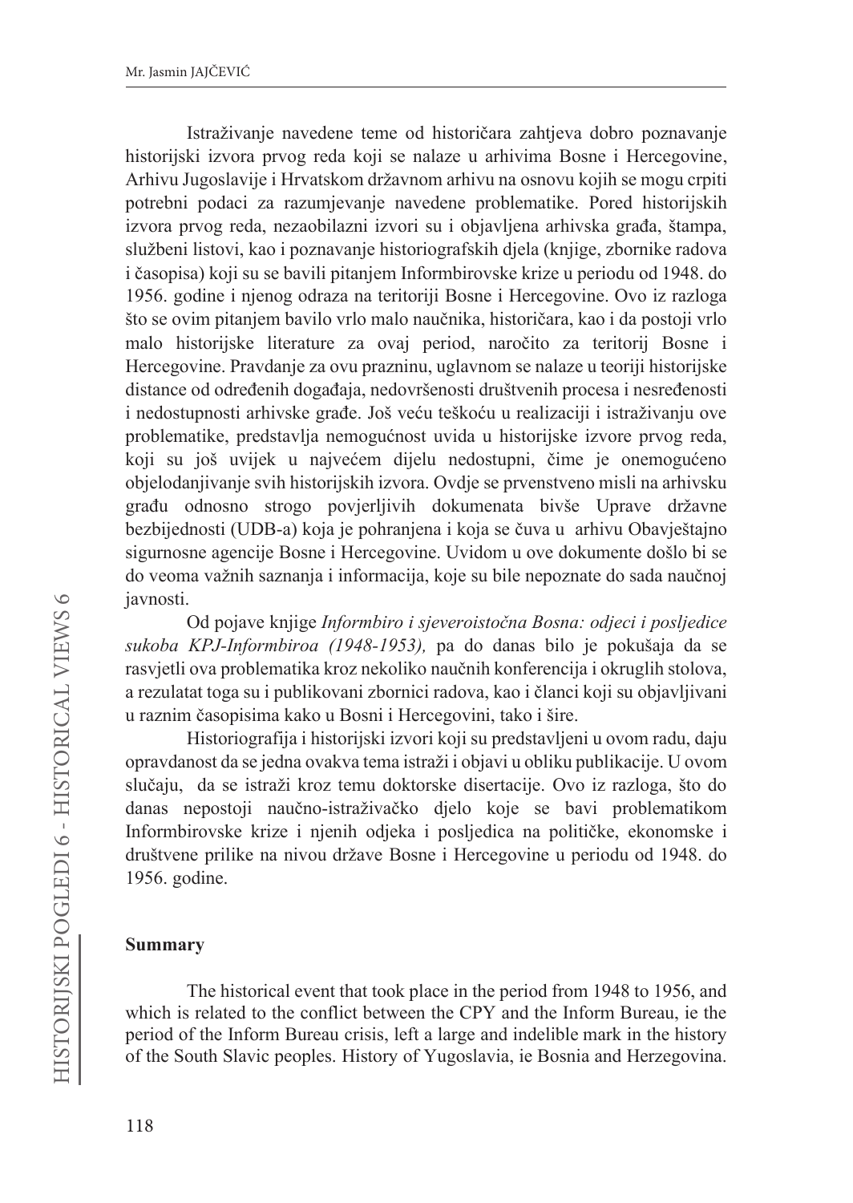Istraživanje navedene teme od historičara zahtjeva dobro poznavanje historijski izvora prvog reda koji se nalaze u arhivima Bosne i Hercegovine, Arhivu Jugoslavije i Hrvatskom državnom arhivu na osnovu kojih se mogu crpiti potrebni podaci za razumjevanje navedene problematike. Pored historijskih izvora prvog reda, nezaobilazni izvori su i objavljena arhivska građa, štampa, službeni listovi, kao i poznavanje historiografskih djela (knjige, zbornike radova i časopisa) koji su se bavili pitanjem Informbirovske krize u periodu od 1948. do 1956. godine i njenog odraza na teritoriji Bosne i Hercegovine. Ovo iz razloga što se ovim pitanjem bavilo vrlo malo naučnika, historičara, kao i da postoji vrlo malo historijske literature za ovaj period, naročito za teritorij Bosne i Hercegovine. Pravdanje za ovu prazninu, uglavnom se nalaze u teoriji historijske distance od određenih događaja, nedovršenosti društvenih procesa i nesređenosti i nedostupnosti arhivske građe. Još veću teškoću u realizaciji i istraživanju ove problematike, predstavlja nemogućnost uvida u historijske izvore prvog reda, koji su još uvijek u najvećem dijelu nedostupni, čime je onemogućeno objelodanjivanje svih historijskih izvora. Ovdje se prvenstveno misli na arhivsku građu odnosno strogo povjerljivih dokumenata bivše Uprave državne bezbijednosti (UDB-a) koja je pohranjena i koja se čuva u arhivu Obavještajno sigurnosne agencije Bosne i Hercegovine. Uvidom u ove dokumente došlo bi se do veoma važnih saznanja i informacija, koje su bile nepoznate do sada naučnoj javnosti.

Od pojave knjige *Informbiro i sjeveroistočna Bosna: odjeci i posljedice sukoba KPJ-Informbiroa (1948-1953),* pa do danas bilo je pokušaja da se rasvjetli ova problematika kroz nekoliko naučnih konferencija i okruglih stolova, a rezulatat toga su i publikovani zbornici radova, kao i članci koji su objavljivani u raznim časopisima kako u Bosni i Hercegovini, tako i šire.

Historiografija i historijski izvori koji su predstavljeni u ovom radu, daju opravdanost da se jedna ovakva tema istraži i objavi u obliku publikacije. U ovom slučaju, da se istraži kroz temu doktorske disertacije. Ovo iz razloga, što do danas nepostoji naučno-istraživačko djelo koje se bavi problematikom Informbirovske krize i njenih odjeka i posljedica na političke, ekonomske i društvene prilike na nivou države Bosne i Hercegovine u periodu od 1948. do 1956. godine.

## Summary

The historical event that took place in the period from 1948 to 1956, and which is related to the conflict between the CPY and the Inform Bureau, ie the period of the Inform Bureau crisis, left a large and indelible mark in the history of the South Slavic peoples. History of Yugoslavia, ie Bosnia and Herzegovina.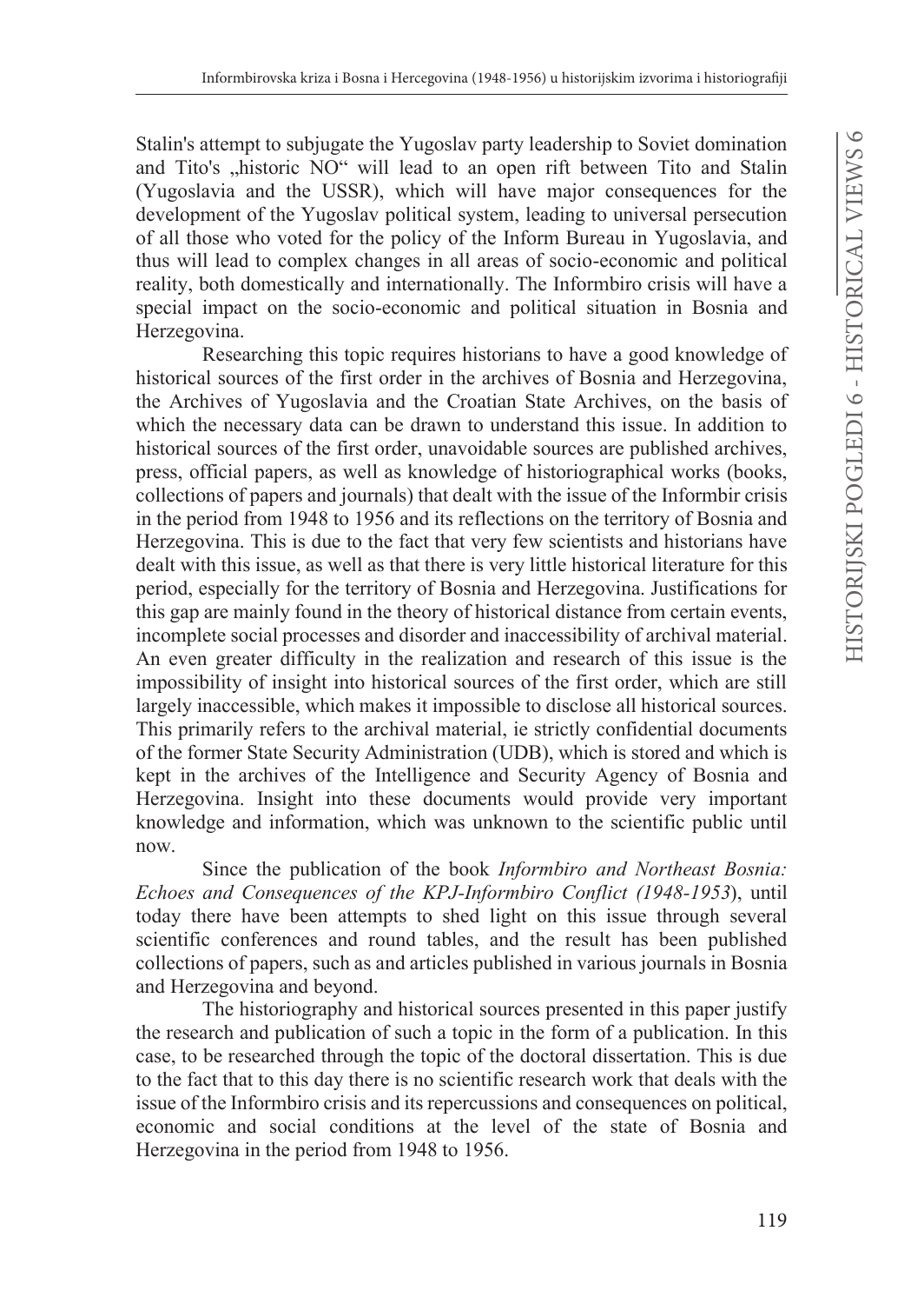Stalin's attempt to subjugate the Yugoslav party leadership to Soviet domination and Tito's „historic NO" will lead to an open rift between Tito and Stalin (Yugoslavia and the USSR), which will have major consequences for the development of the Yugoslav political system, leading to universal persecution of all those who voted for the policy of the Inform Bureau in Yugoslavia, and thus will lead to complex changes in all areas of socio-economic and political reality, both domestically and internationally. The Informbiro crisis will have a special impact on the socio-economic and political situation in Bosnia and Herzegovina.

Researching this topic requires historians to have a good knowledge of historical sources of the first order in the archives of Bosnia and Herzegovina, the Archives of Yugoslavia and the Croatian State Archives, on the basis of which the necessary data can be drawn to understand this issue. In addition to historical sources of the first order, unavoidable sources are published archives, press, official papers, as well as knowledge of historiographical works (books, collections of papers and journals) that dealt with the issue of the Informbir crisis in the period from 1948 to 1956 and its reflections on the territory of Bosnia and Herzegovina. This is due to the fact that very few scientists and historians have dealt with this issue, as well as that there is very little historical literature for this period, especially for the territory of Bosnia and Herzegovina. Justifications for this gap are mainly found in the theory of historical distance from certain events, incomplete social processes and disorder and inaccessibility of archival material. An even greater difficulty in the realization and research of this issue is the impossibility of insight into historical sources of the first order, which are still largely inaccessible, which makes it impossible to disclose all historical sources. This primarily refers to the archival material, ie strictly confidential documents of the former State Security Administration (UDB), which is stored and which is kept in the archives of the Intelligence and Security Agency of Bosnia and Herzegovina. Insight into these documents would provide very important knowledge and information, which was unknown to the scientific public until now.

Since the publication of the book *Informbiro and Northeast Bosnia: Echoes and Consequences of the KPJ-Informbiro Conflict (1948-1953*), until today there have been attempts to shed light on this issue through several scientific conferences and round tables, and the result has been published collections of papers, such as and articles published in various journals in Bosnia and Herzegovina and beyond.

The historiography and historical sources presented in this paper justify the research and publication of such a topic in the form of a publication. In this case, to be researched through the topic of the doctoral dissertation. This is due to the fact that to this day there is no scientific research work that deals with the issue of the Informbiro crisis and its repercussions and consequences on political, economic and social conditions at the level of the state of Bosnia and Herzegovina in the period from 1948 to 1956.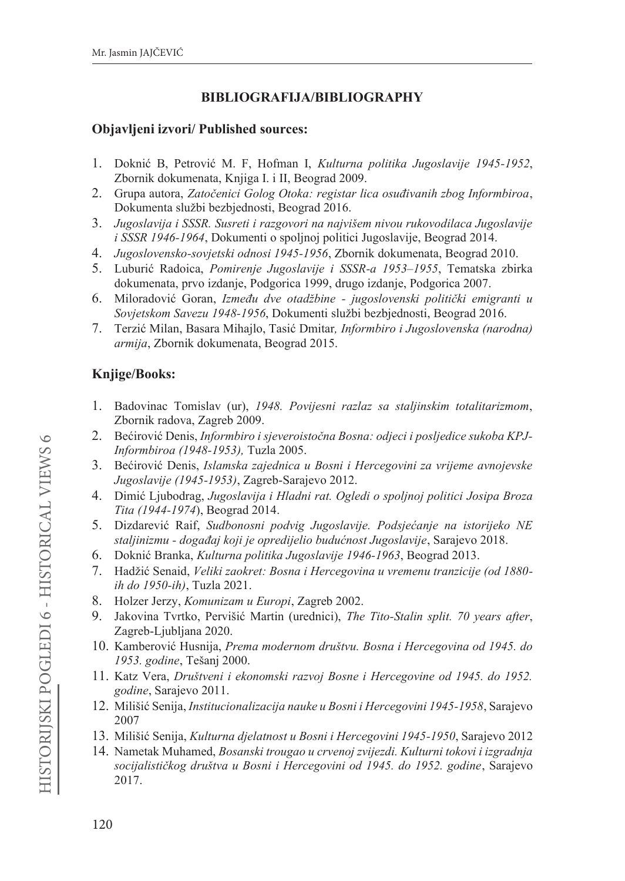## BIBLIOGRAFIJA/BIBLIOGRAPHY

### Objavljeni izvori/ Published sources:

1. Doknić B, Petrović M. F, Hofman I, *Kulturna politika Jugoslavije 1945-1952*, Zbornik dokumenata, Knjiga I. i II, Beograd 2009.
2. Grupa autora, *Zatočenici Golog Otoka: registar lica osuđivanih zbog Informbiroa*, Dokumenta službi bezbjednosti, Beograd 2016.
3. *Jugoslavija i SSSR. Susreti i razgovori na najvišem nivou rukovodilaca Jugoslavije i SSSR 1946-1964*, Dokumenti o spoljnoj politici Jugoslavije, Beograd 2014.
4. *Jugoslovensko-sovjetski odnosi 1945-1956*, Zbornik dokumenata, Beograd 2010.
5. Luburić Radoica, *Pomirenje Jugoslavije i SSSR-a 1953–1955*, Tematska zbirka dokumenata, prvo izdanje, Podgorica 1999, drugo izdanje, Podgorica 2007.
6. Miloradović Goran, *Između dve otadžbine - jugoslovenski politički emigranti u Sovjetskom Savezu 1948-1956*, Dokumenti službi bezbjednosti, Beograd 2016.
7. Terzić Milan, Basara Mihajlo, Tasić Dmitar, *Informbiro i Jugoslovenska (narodna) armija*, Zbornik dokumenata, Beograd 2015.

### Knjige/Books:

1. Badovinac Tomislav (ur), *1948. Povijesni razlaz sa staljinskim totalitarizmom*, Zbornik radova, Zagreb 2009.
2. Bećirović Denis, *Informbiro i sjeveroistočna Bosna: odjeci i posljedice sukoba KPJ-Informbiroa (1948-1953),* Tuzla 2005.
3. Bećirović Denis, *Islamska zajednica u Bosni i Hercegovini za vrijeme avnojevske Jugoslavije (1945-1953)*, Zagreb-Sarajevo 2012.
4. Dimić Ljubodrag, *Jugoslavija i Hladni rat. Ogledi o spoljnoj politici Josipa Broza Tita (1944-1974*), Beograd 2014.
5. Dizdarević Raif, *Sudbonosni podvig Jugoslavije. Podsjećanje na istorijeko NE staljinizmu - događaj koji je opredijelio budućnost Jugoslavije*, Sarajevo 2018.
6. Doknić Branka, *Kulturna politika Jugoslavije 1946-1963*, Beograd 2013.
7. Hadžić Senaid, *Veliki zaokret: Bosna i Hercegovina u vremenu tranzicije (od 1880-ih do 1950-ih)*, Tuzla 2021.
8. Holzer Jerzy, *Komunizam u Europi*, Zagreb 2002.
9. Jakovina Tvrtko, Pervišić Martin (urednici), *The Tito-Stalin split. 70 years after*, Zagreb-Ljubljana 2020.
10. Kamberović Husnija, *Prema modernom društvu. Bosna i Hercegovina od 1945. do 1953. godine*, Tešanj 2000.
11. Katz Vera, *Društveni i ekonomski razvoj Bosne i Hercegovine od 1945. do 1952. godine*, Sarajevo 2011.
12. Milišić Senija, *Institucionalizacija nauke u Bosni i Hercegovini 1945-1958*, Sarajevo 2007
13. Milišić Senija, *Kulturna djelatnost u Bosni i Hercegovini 1945-1950*, Sarajevo 2012
14. Nametak Muhamed, *Bosanski trougao u crvenoj zvijezdi. Kulturni tokovi i izgradnja socijalističkog društva u Bosni i Hercegovini od 1945. do 1952. godine*, Sarajevo 2017.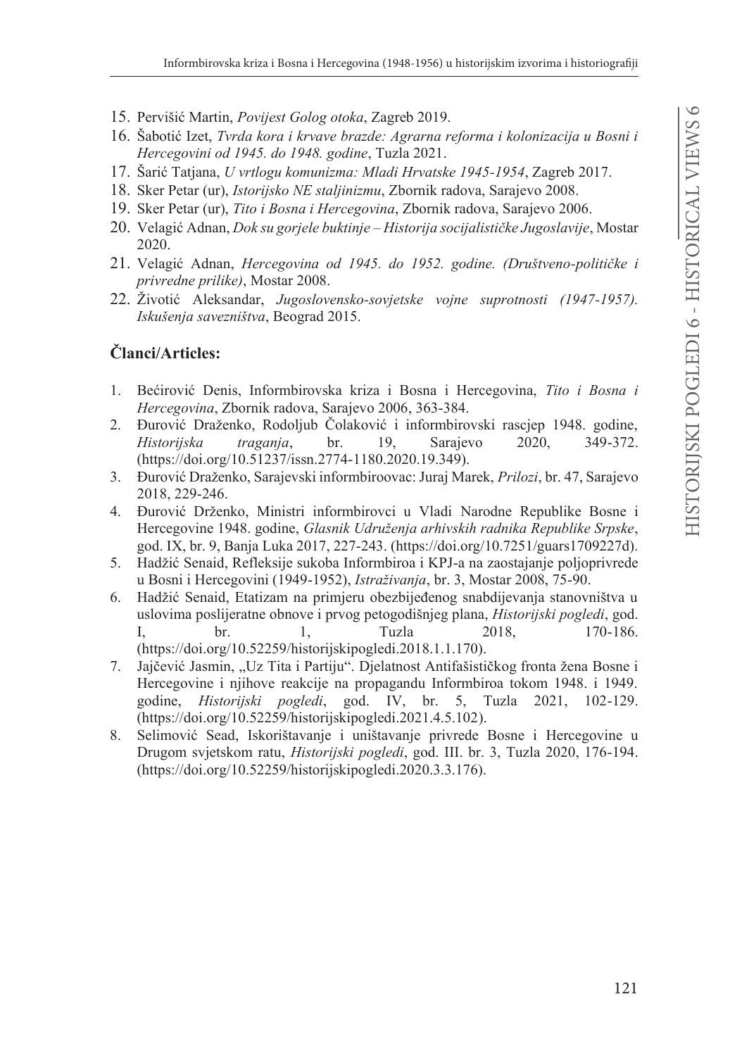15. Pervišić Martin, *Povijest Golog otoka*, Zagreb 2019.
16. Šabotić Izet, *Tvrda kora i krvave brazde: Agrarna reforma i kolonizacija u Bosni i Hercegovini od 1945. do 1948. godine*, Tuzla 2021.
17. Šarić Tatjana, *U vrtlogu komunizma: Mladi Hrvatske 1945-1954*, Zagreb 2017.
18. Sker Petar (ur), *Istorijsko NE staljinizmu*, Zbornik radova, Sarajevo 2008.
19. Sker Petar (ur), *Tito i Bosna i Hercegovina*, Zbornik radova, Sarajevo 2006.
20. Velagić Adnan, *Dok su gorjele buktinje – Historija socijalističke Jugoslavije*, Mostar 2020.
21. Velagić Adnan, *Hercegovina od 1945. do 1952. godine. (Društveno-političke i privredne prilike)*, Mostar 2008.
22. Životić Aleksandar, *Jugoslovensko-sovjetske vojne suprotnosti (1947-1957). Iskušenja savezništva*, Beograd 2015.

## Članci/Articles:

1. Bećirović Denis, Informbirovska kriza i Bosna i Hercegovina, *Tito i Bosna i Hercegovina*, Zbornik radova, Sarajevo 2006, 363-384.
2. Đurović Draženko, Rodoljub Čolaković i informbirovski rascjep 1948. godine, *Historijska traganja*, br. 19, Sarajevo 2020, 349-372. (https://doi.org/10.51237/issn.2774-1180.2020.19.349).
3. Đurović Draženko, Sarajevski informbiroovac: Juraj Marek, *Prilozi*, br. 47, Sarajevo 2018, 229-246.
4. Đurović Drženko, Ministri informbirovci u Vladi Narodne Republike Bosne i Hercegovine 1948. godine, *Glasnik Udruženja arhivskih radnika Republike Srpske*, god. IX, br. 9, Banja Luka 2017, 227-243. (https://doi.org/10.7251/guars1709227d).
5. Hadžić Senaid, Refleksije sukoba Informbiroa i KPJ-a na zaostajanje poljoprivrede u Bosni i Hercegovini (1949-1952), *Istraživanja*, br. 3, Mostar 2008, 75-90.
6. Hadžić Senaid, Etatizam na primjeru obezbijeđenog snabdijevanja stanovništva u uslovima poslijeratne obnove i prvog petogodišnjeg plana, *Historijski pogledi*, god. I, br. 1, Tuzla 2018, 170-186. (https://doi.org/10.52259/historijskipogledi.2018.1.1.170).
7. Jajčević Jasmin, „Uz Tita i Partiju". Djelatnost Antifašističkog fronta žena Bosne i Hercegovine i njihove reakcije na propagandu Informbiroa tokom 1948. i 1949. godine, *Historijski pogledi*, god. IV, br. 5, Tuzla 2021, 102-129. (https://doi.org/10.52259/historijskipogledi.2021.4.5.102).
8. Selimović Sead, Iskorištavanje i uništavanje privrede Bosne i Hercegovine u Drugom svjetskom ratu, *Historijski pogledi*, god. III. br. 3, Tuzla 2020, 176-194. (https://doi.org/10.52259/historijskipogledi.2020.3.3.176).